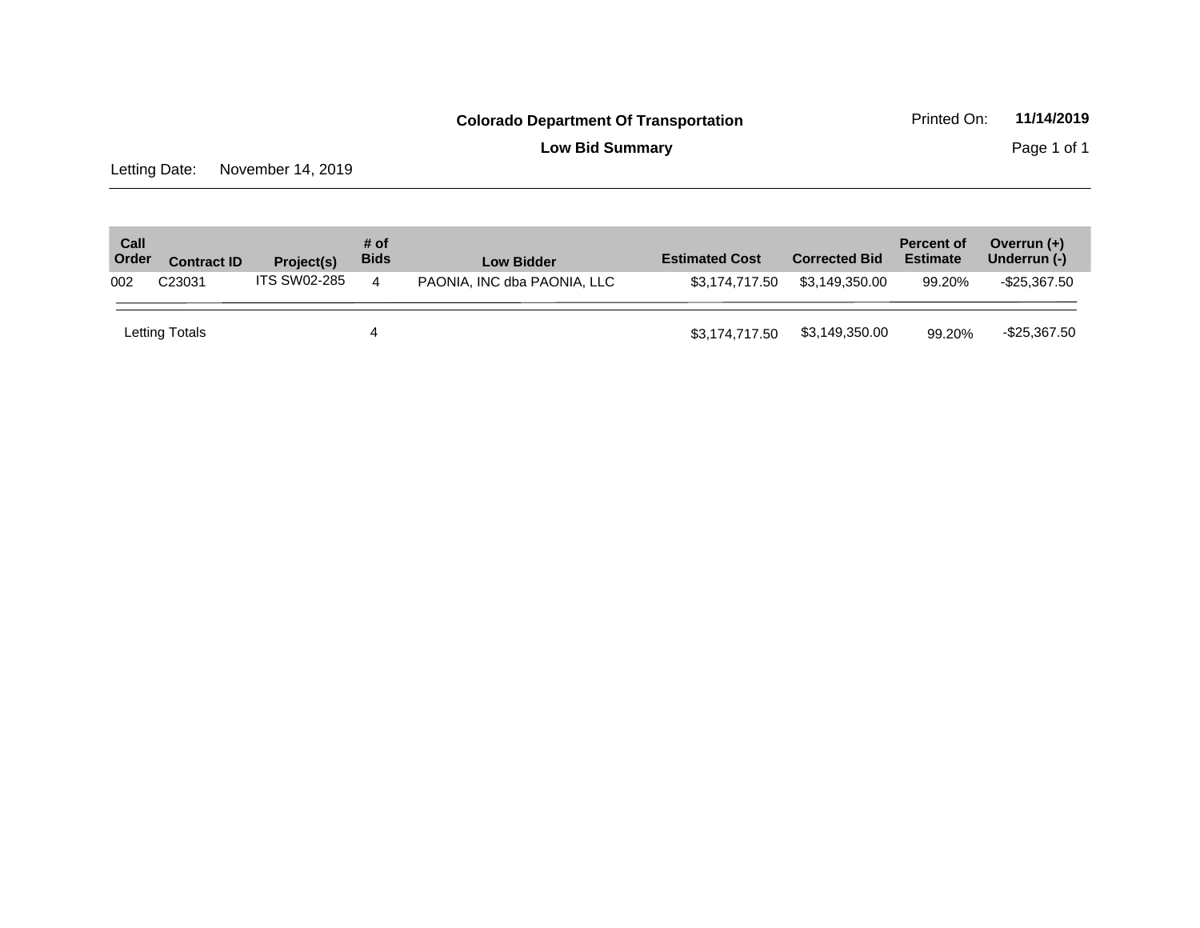**Colorado Department Of Transportation**

Printed On: **11/14/2019**

**Low Bid Summary**

Letting Date: November 14, 2019

| Call Order | Contract ID | Project(s) | # of Bids | Low Bidder | Estimated Cost | Corrected Bid | Percent of Estimate | Overrun (+) Underrun (-) |
|---|---|---|---|---|---|---|---|---|
| 002 | C23031 | ITS SW02-285 | 4 | PAONIA, INC dba PAONIA, LLC | $3,174,717.50 | $3,149,350.00 | 99.20% | -$25,367.50 |
| Letting Totals | | | 4 | | $3,174,717.50 | $3,149,350.00 | 99.20% | -$25,367.50 |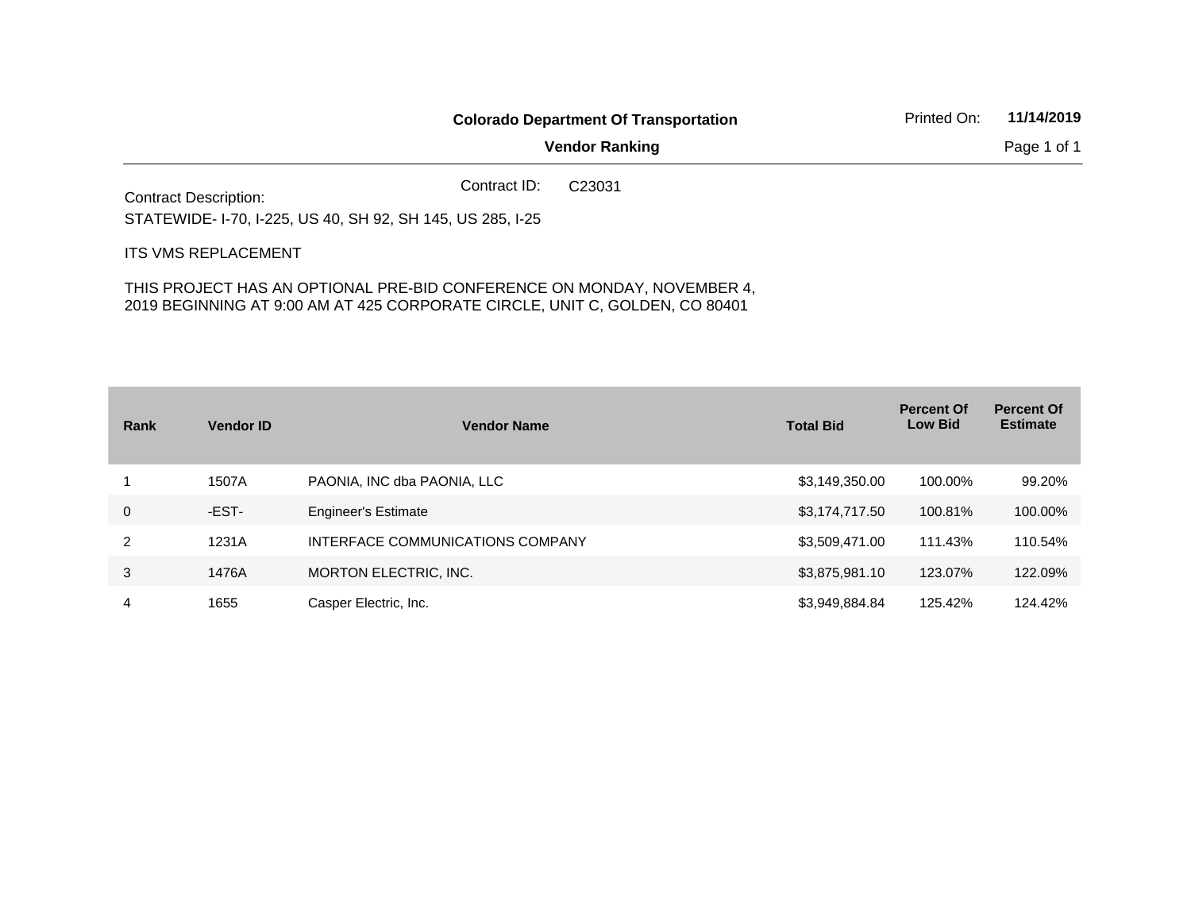**Colorado Department Of Transportation**

**Vendor Ranking**

Printed On: **11/14/2019**

Contract ID: C23031

Contract Description:

STATEWIDE- I-70, I-225, US 40, SH 92, SH 145, US 285, I-25

ITS VMS REPLACEMENT

THIS PROJECT HAS AN OPTIONAL PRE-BID CONFERENCE ON MONDAY, NOVEMBER 4, 2019 BEGINNING AT 9:00 AM AT 425 CORPORATE CIRCLE, UNIT C, GOLDEN, CO 80401

| Rank | Vendor ID | Vendor Name | Total Bid | Percent Of Low Bid | Percent Of Estimate |
|---|---|---|---|---|---|
| 1 | 1507A | PAONIA, INC dba PAONIA, LLC | $3,149,350.00 | 100.00% | 99.20% |
| 0 | -EST- | Engineer's Estimate | $3,174,717.50 | 100.81% | 100.00% |
| 2 | 1231A | INTERFACE COMMUNICATIONS COMPANY | $3,509,471.00 | 111.43% | 110.54% |
| 3 | 1476A | MORTON ELECTRIC, INC. | $3,875,981.10 | 123.07% | 122.09% |
| 4 | 1655 | Casper Electric, Inc. | $3,949,884.84 | 125.42% | 124.42% |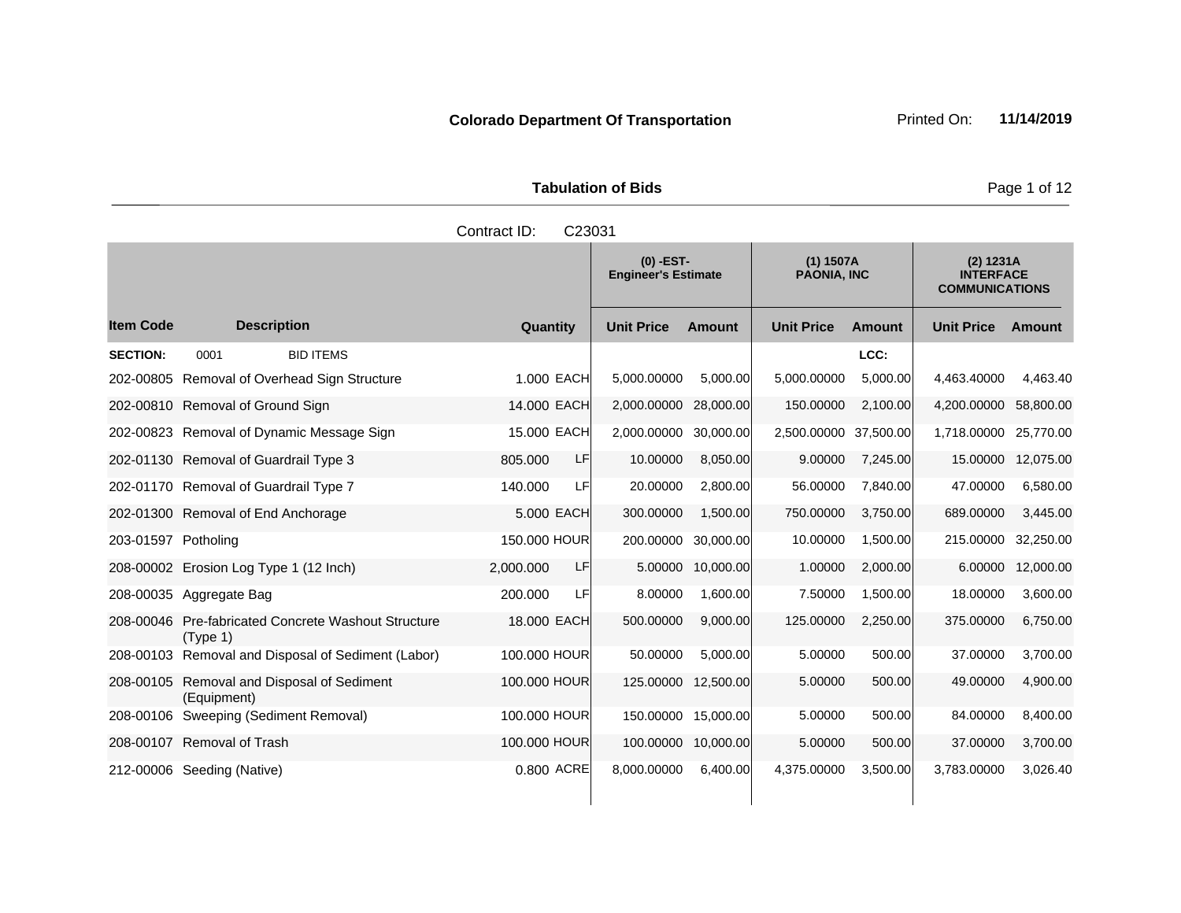**Colorado Department Of Transportation**

Printed On: **11/14/2019**

**Tabulation of Bids**

Contract ID: C23031

| | | | | (0) -EST- Engineer's Estimate | | (1) 1507A PAONIA, INC | | (2) 1231A INTERFACE COMMUNICATIONS | |
|---|---|---|---|---|---|---|---|---|---|
| **Item Code** | **Description** | **Quantity** | | **Unit Price** | **Amount** | **Unit Price** | **Amount** | **Unit Price** | **Amount** |
| **SECTION:** | 0001 BID ITEMS | | | | | | LCC: | | |
| 202-00805 | Removal of Overhead Sign Structure | 1.000 | EACH | 5,000.00000 | 5,000.00 | 5,000.00000 | 5,000.00 | 4,463.40000 | 4,463.40 |
| 202-00810 | Removal of Ground Sign | 14.000 | EACH | 2,000.00000 | 28,000.00 | 150.00000 | 2,100.00 | 4,200.00000 | 58,800.00 |
| 202-00823 | Removal of Dynamic Message Sign | 15.000 | EACH | 2,000.00000 | 30,000.00 | 2,500.00000 | 37,500.00 | 1,718.00000 | 25,770.00 |
| 202-01130 | Removal of Guardrail Type 3 | 805.000 | LF | 10.00000 | 8,050.00 | 9.00000 | 7,245.00 | 15.00000 | 12,075.00 |
| 202-01170 | Removal of Guardrail Type 7 | 140.000 | LF | 20.00000 | 2,800.00 | 56.00000 | 7,840.00 | 47.00000 | 6,580.00 |
| 202-01300 | Removal of End Anchorage | 5.000 | EACH | 300.00000 | 1,500.00 | 750.00000 | 3,750.00 | 689.00000 | 3,445.00 |
| 203-01597 | Potholing | 150.000 | HOUR | 200.00000 | 30,000.00 | 10.00000 | 1,500.00 | 215.00000 | 32,250.00 |
| 208-00002 | Erosion Log Type 1 (12 Inch) | 2,000.000 | LF | 5.00000 | 10,000.00 | 1.00000 | 2,000.00 | 6.00000 | 12,000.00 |
| 208-00035 | Aggregate Bag | 200.000 | LF | 8.00000 | 1,600.00 | 7.50000 | 1,500.00 | 18.00000 | 3,600.00 |
| 208-00046 | Pre-fabricated Concrete Washout Structure (Type 1) | 18.000 | EACH | 500.00000 | 9,000.00 | 125.00000 | 2,250.00 | 375.00000 | 6,750.00 |
| 208-00103 | Removal and Disposal of Sediment (Labor) | 100.000 | HOUR | 50.00000 | 5,000.00 | 5.00000 | 500.00 | 37.00000 | 3,700.00 |
| 208-00105 | Removal and Disposal of Sediment (Equipment) | 100.000 | HOUR | 125.00000 | 12,500.00 | 5.00000 | 500.00 | 49.00000 | 4,900.00 |
| 208-00106 | Sweeping (Sediment Removal) | 100.000 | HOUR | 150.00000 | 15,000.00 | 5.00000 | 500.00 | 84.00000 | 8,400.00 |
| 208-00107 | Removal of Trash | 100.000 | HOUR | 100.00000 | 10,000.00 | 5.00000 | 500.00 | 37.00000 | 3,700.00 |
| 212-00006 | Seeding (Native) | 0.800 | ACRE | 8,000.00000 | 6,400.00 | 4,375.00000 | 3,500.00 | 3,783.00000 | 3,026.40 |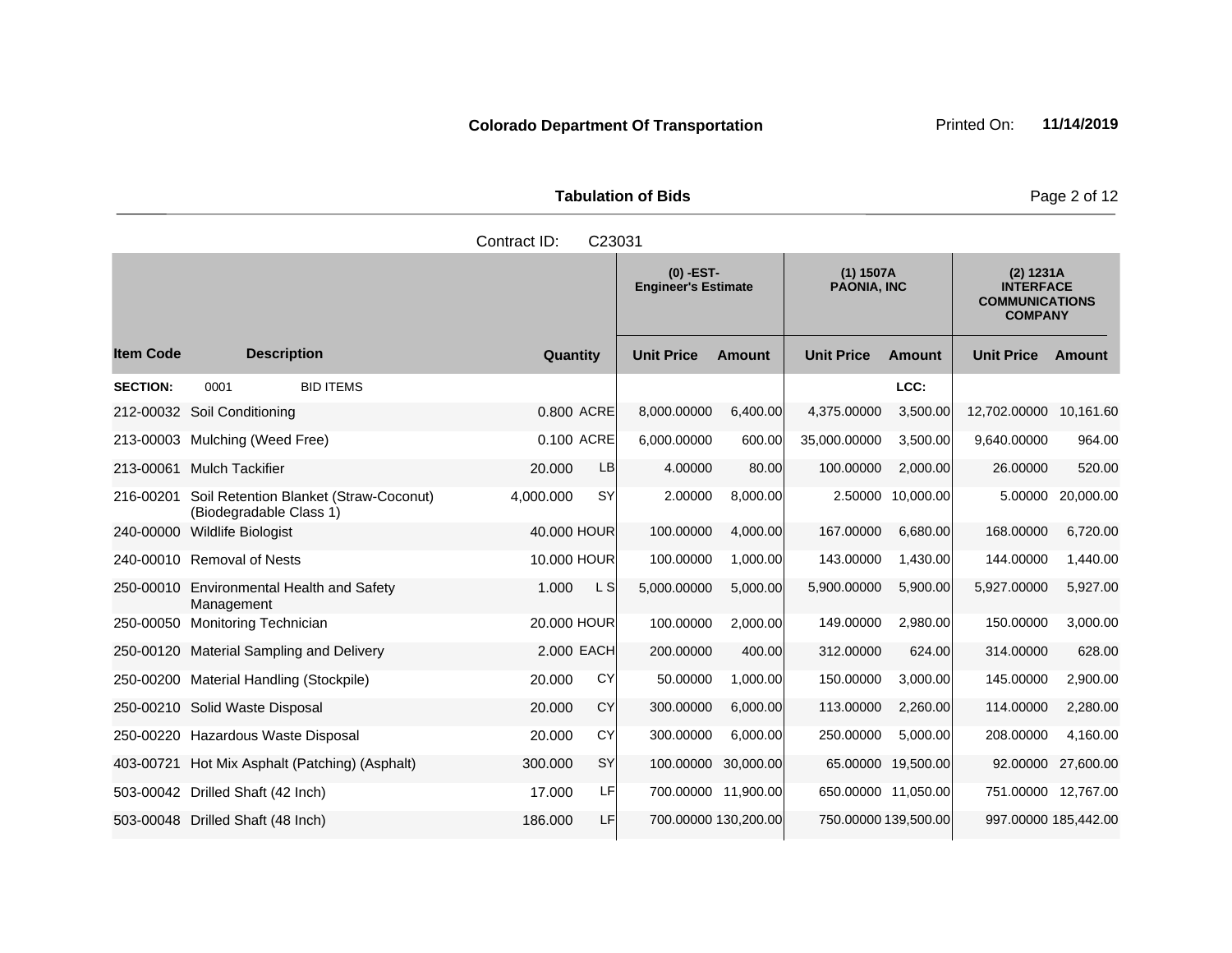**Colorado Department Of Transportation** Printed On: **11/14/2019**

**Tabulation of Bids**

Contract ID: C23031

| | | | | (0) -EST- Engineer's Estimate | | (1) 1507A PAONIA, INC | | (2) 1231A INTERFACE COMMUNICATIONS COMPANY | |
|---|---|---|---|---|---|---|---|---|---|
| **Item Code** | **Description** | **Quantity** | | **Unit Price** | **Amount** | **Unit Price** | **Amount** | **Unit Price** | **Amount** |
| **SECTION:** | 0001 BID ITEMS | | | | | | LCC: | | |
| 212-00032 | Soil Conditioning | 0.800 | ACRE | 8,000.00000 | 6,400.00 | 4,375.00000 | 3,500.00 | 12,702.00000 | 10,161.60 |
| 213-00003 | Mulching (Weed Free) | 0.100 | ACRE | 6,000.00000 | 600.00 | 35,000.00000 | 3,500.00 | 9,640.00000 | 964.00 |
| 213-00061 | Mulch Tackifier | 20.000 | LB | 4.00000 | 80.00 | 100.00000 | 2,000.00 | 26.00000 | 520.00 |
| 216-00201 | Soil Retention Blanket (Straw-Coconut) (Biodegradable Class 1) | 4,000.000 | SY | 2.00000 | 8,000.00 | 2.50000 | 10,000.00 | 5.00000 | 20,000.00 |
| 240-00000 | Wildlife Biologist | 40.000 | HOUR | 100.00000 | 4,000.00 | 167.00000 | 6,680.00 | 168.00000 | 6,720.00 |
| 240-00010 | Removal of Nests | 10.000 | HOUR | 100.00000 | 1,000.00 | 143.00000 | 1,430.00 | 144.00000 | 1,440.00 |
| 250-00010 | Environmental Health and Safety Management | 1.000 | L S | 5,000.00000 | 5,000.00 | 5,900.00000 | 5,900.00 | 5,927.00000 | 5,927.00 |
| 250-00050 | Monitoring Technician | 20.000 | HOUR | 100.00000 | 2,000.00 | 149.00000 | 2,980.00 | 150.00000 | 3,000.00 |
| 250-00120 | Material Sampling and Delivery | 2.000 | EACH | 200.00000 | 400.00 | 312.00000 | 624.00 | 314.00000 | 628.00 |
| 250-00200 | Material Handling (Stockpile) | 20.000 | CY | 50.00000 | 1,000.00 | 150.00000 | 3,000.00 | 145.00000 | 2,900.00 |
| 250-00210 | Solid Waste Disposal | 20.000 | CY | 300.00000 | 6,000.00 | 113.00000 | 2,260.00 | 114.00000 | 2,280.00 |
| 250-00220 | Hazardous Waste Disposal | 20.000 | CY | 300.00000 | 6,000.00 | 250.00000 | 5,000.00 | 208.00000 | 4,160.00 |
| 403-00721 | Hot Mix Asphalt (Patching) (Asphalt) | 300.000 | SY | 100.00000 | 30,000.00 | 65.00000 | 19,500.00 | 92.00000 | 27,600.00 |
| 503-00042 | Drilled Shaft (42 Inch) | 17.000 | LF | 700.00000 | 11,900.00 | 650.00000 | 11,050.00 | 751.00000 | 12,767.00 |
| 503-00048 | Drilled Shaft (48 Inch) | 186.000 | LF | 700.00000 | 130,200.00 | 750.00000 | 139,500.00 | 997.00000 | 185,442.00 |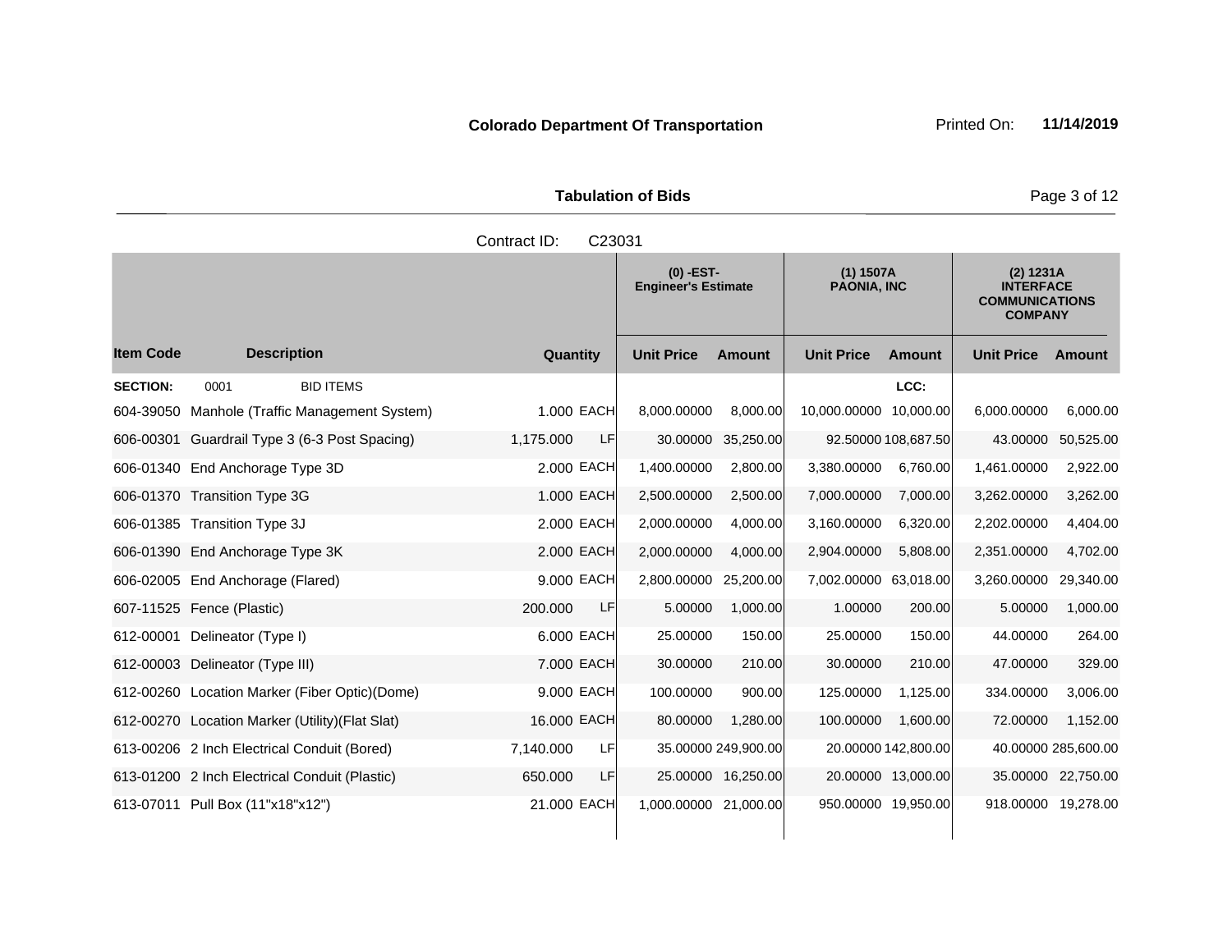**Colorado Department Of Transportation** Printed On: **11/14/2019**

**Tabulation of Bids**

Contract ID: C23031

| | | | | (0) -EST- Engineer's Estimate | | (1) 1507A PAONIA, INC | | (2) 1231A INTERFACE COMMUNICATIONS COMPANY | |
|---|---|---|---|---|---|---|---|---|---|
| **Item Code** | **Description** | **Quantity** | | **Unit Price** | **Amount** | **Unit Price** | **Amount** | **Unit Price** | **Amount** |
| **SECTION:** | 0001 BID ITEMS | | | | | | LCC: | | |
| 604-39050 | Manhole (Traffic Management System) | 1.000 | EACH | 8,000.00000 | 8,000.00 | 10,000.00000 | 10,000.00 | 6,000.00000 | 6,000.00 |
| 606-00301 | Guardrail Type 3 (6-3 Post Spacing) | 1,175.000 | LF | 30.00000 | 35,250.00 | 92.50000 | 108,687.50 | 43.00000 | 50,525.00 |
| 606-01340 | End Anchorage Type 3D | 2.000 | EACH | 1,400.00000 | 2,800.00 | 3,380.00000 | 6,760.00 | 1,461.00000 | 2,922.00 |
| 606-01370 | Transition Type 3G | 1.000 | EACH | 2,500.00000 | 2,500.00 | 7,000.00000 | 7,000.00 | 3,262.00000 | 3,262.00 |
| 606-01385 | Transition Type 3J | 2.000 | EACH | 2,000.00000 | 4,000.00 | 3,160.00000 | 6,320.00 | 2,202.00000 | 4,404.00 |
| 606-01390 | End Anchorage Type 3K | 2.000 | EACH | 2,000.00000 | 4,000.00 | 2,904.00000 | 5,808.00 | 2,351.00000 | 4,702.00 |
| 606-02005 | End Anchorage (Flared) | 9.000 | EACH | 2,800.00000 | 25,200.00 | 7,002.00000 | 63,018.00 | 3,260.00000 | 29,340.00 |
| 607-11525 | Fence (Plastic) | 200.000 | LF | 5.00000 | 1,000.00 | 1.00000 | 200.00 | 5.00000 | 1,000.00 |
| 612-00001 | Delineator (Type I) | 6.000 | EACH | 25.00000 | 150.00 | 25.00000 | 150.00 | 44.00000 | 264.00 |
| 612-00003 | Delineator (Type III) | 7.000 | EACH | 30.00000 | 210.00 | 30.00000 | 210.00 | 47.00000 | 329.00 |
| 612-00260 | Location Marker (Fiber Optic)(Dome) | 9.000 | EACH | 100.00000 | 900.00 | 125.00000 | 1,125.00 | 334.00000 | 3,006.00 |
| 612-00270 | Location Marker (Utility)(Flat Slat) | 16.000 | EACH | 80.00000 | 1,280.00 | 100.00000 | 1,600.00 | 72.00000 | 1,152.00 |
| 613-00206 | 2 Inch Electrical Conduit (Bored) | 7,140.000 | LF | 35.00000 | 249,900.00 | 20.00000 | 142,800.00 | 40.00000 | 285,600.00 |
| 613-01200 | 2 Inch Electrical Conduit (Plastic) | 650.000 | LF | 25.00000 | 16,250.00 | 20.00000 | 13,000.00 | 35.00000 | 22,750.00 |
| 613-07011 | Pull Box (11"x18"x12") | 21.000 | EACH | 1,000.00000 | 21,000.00 | 950.00000 | 19,950.00 | 918.00000 | 19,278.00 |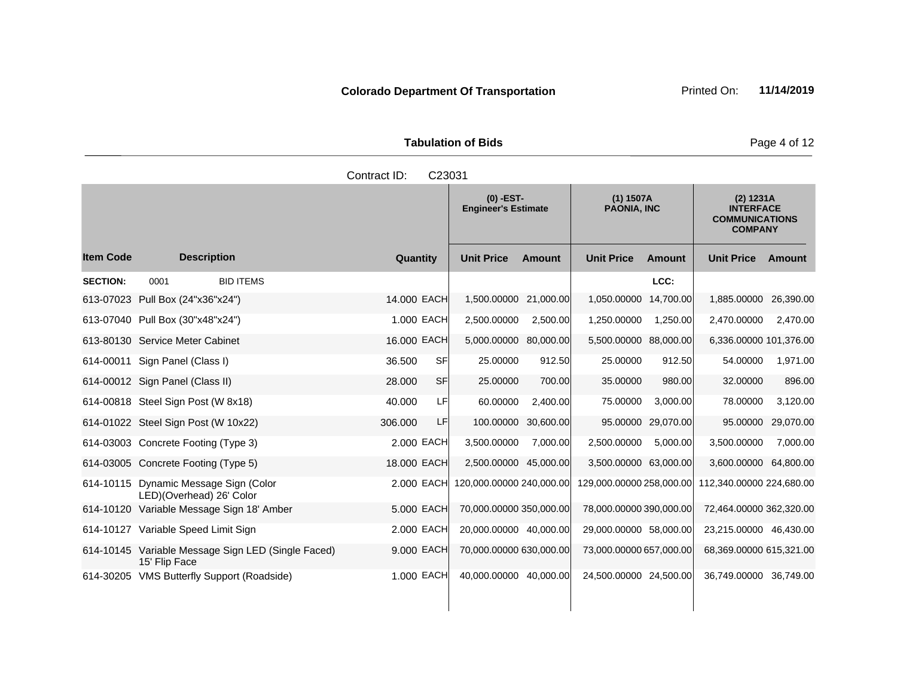**Colorado Department Of Transportation** Printed On: **11/14/2019**

**Tabulation of Bids**

Contract ID: C23031

| | | | | (0) -EST- Engineer's Estimate | | (1) 1507A PAONIA, INC | | (2) 1231A INTERFACE COMMUNICATIONS COMPANY | |
|---|---|---|---|---|---|---|---|---|---|
| **Item Code** | **Description** | **Quantity** | | **Unit Price** | **Amount** | **Unit Price** | **Amount** | **Unit Price** | **Amount** |
| **SECTION:** | 0001 BID ITEMS | | | | | | LCC: | | |
| 613-07023 | Pull Box (24"x36"x24") | 14.000 | EACH | 1,500.00000 | 21,000.00 | 1,050.00000 | 14,700.00 | 1,885.00000 | 26,390.00 |
| 613-07040 | Pull Box (30"x48"x24") | 1.000 | EACH | 2,500.00000 | 2,500.00 | 1,250.00000 | 1,250.00 | 2,470.00000 | 2,470.00 |
| 613-80130 | Service Meter Cabinet | 16.000 | EACH | 5,000.00000 | 80,000.00 | 5,500.00000 | 88,000.00 | 6,336.00000 | 101,376.00 |
| 614-00011 | Sign Panel (Class I) | 36.500 | SF | 25.00000 | 912.50 | 25.00000 | 912.50 | 54.00000 | 1,971.00 |
| 614-00012 | Sign Panel (Class II) | 28.000 | SF | 25.00000 | 700.00 | 35.00000 | 980.00 | 32.00000 | 896.00 |
| 614-00818 | Steel Sign Post (W 8x18) | 40.000 | LF | 60.00000 | 2,400.00 | 75.00000 | 3,000.00 | 78.00000 | 3,120.00 |
| 614-01022 | Steel Sign Post (W 10x22) | 306.000 | LF | 100.00000 | 30,600.00 | 95.00000 | 29,070.00 | 95.00000 | 29,070.00 |
| 614-03003 | Concrete Footing (Type 3) | 2.000 | EACH | 3,500.00000 | 7,000.00 | 2,500.00000 | 5,000.00 | 3,500.00000 | 7,000.00 |
| 614-03005 | Concrete Footing (Type 5) | 18.000 | EACH | 2,500.00000 | 45,000.00 | 3,500.00000 | 63,000.00 | 3,600.00000 | 64,800.00 |
| 614-10115 | Dynamic Message Sign (Color LED)(Overhead) 26' Color | 2.000 | EACH | 120,000.00000 | 240,000.00 | 129,000.00000 | 258,000.00 | 112,340.00000 | 224,680.00 |
| 614-10120 | Variable Message Sign 18' Amber | 5.000 | EACH | 70,000.00000 | 350,000.00 | 78,000.00000 | 390,000.00 | 72,464.00000 | 362,320.00 |
| 614-10127 | Variable Speed Limit Sign | 2.000 | EACH | 20,000.00000 | 40,000.00 | 29,000.00000 | 58,000.00 | 23,215.00000 | 46,430.00 |
| 614-10145 | Variable Message Sign LED (Single Faced) 15' Flip Face | 9.000 | EACH | 70,000.00000 | 630,000.00 | 73,000.00000 | 657,000.00 | 68,369.00000 | 615,321.00 |
| 614-30205 | VMS Butterfly Support (Roadside) | 1.000 | EACH | 40,000.00000 | 40,000.00 | 24,500.00000 | 24,500.00 | 36,749.00000 | 36,749.00 |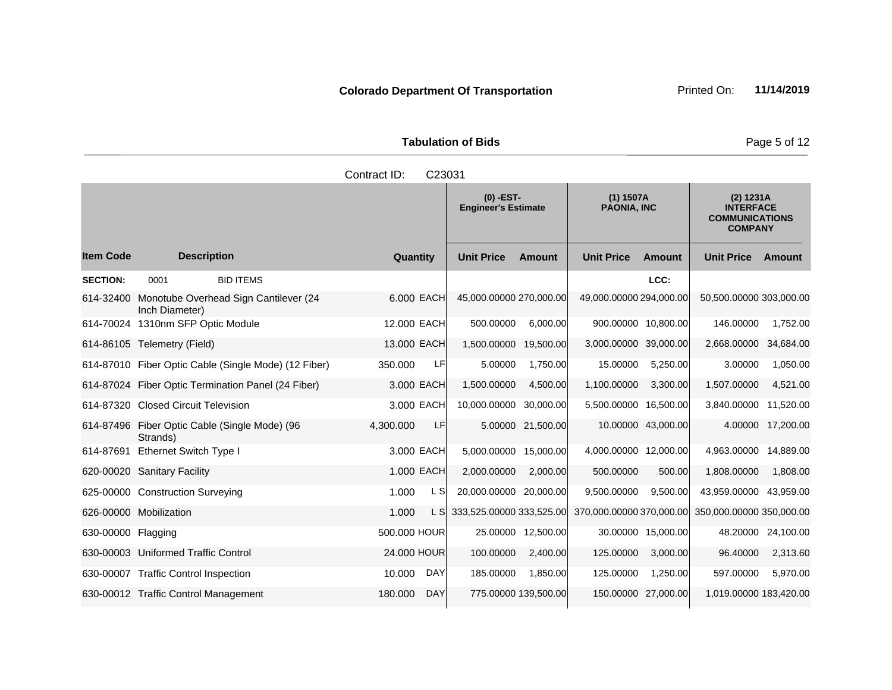**Colorado Department Of Transportation** Printed On: **11/14/2019**

**Tabulation of Bids**

Contract ID: C23031

| | | | | (0) -EST- Engineer's Estimate | | (1) 1507A PAONIA, INC | | (2) 1231A INTERFACE COMMUNICATIONS COMPANY | |
|---|---|---|---|---|---|---|---|---|---|
| **Item Code** | **Description** | **Quantity** | | **Unit Price** | **Amount** | **Unit Price** | **Amount** | **Unit Price** | **Amount** |
| **SECTION:** | 0001 BID ITEMS | | | | | | LCC: | | |
| 614-32400 | Monotube Overhead Sign Cantilever (24 Inch Diameter) | 6.000 | EACH | 45,000.00000 | 270,000.00 | 49,000.00000 | 294,000.00 | 50,500.00000 | 303,000.00 |
| 614-70024 | 1310nm SFP Optic Module | 12.000 | EACH | 500.00000 | 6,000.00 | 900.00000 | 10,800.00 | 146.00000 | 1,752.00 |
| 614-86105 | Telemetry (Field) | 13.000 | EACH | 1,500.00000 | 19,500.00 | 3,000.00000 | 39,000.00 | 2,668.00000 | 34,684.00 |
| 614-87010 | Fiber Optic Cable (Single Mode) (12 Fiber) | 350.000 | LF | 5.00000 | 1,750.00 | 15.00000 | 5,250.00 | 3.00000 | 1,050.00 |
| 614-87024 | Fiber Optic Termination Panel (24 Fiber) | 3.000 | EACH | 1,500.00000 | 4,500.00 | 1,100.00000 | 3,300.00 | 1,507.00000 | 4,521.00 |
| 614-87320 | Closed Circuit Television | 3.000 | EACH | 10,000.00000 | 30,000.00 | 5,500.00000 | 16,500.00 | 3,840.00000 | 11,520.00 |
| 614-87496 | Fiber Optic Cable (Single Mode) (96 Strands) | 4,300.000 | LF | 5.00000 | 21,500.00 | 10.00000 | 43,000.00 | 4.00000 | 17,200.00 |
| 614-87691 | Ethernet Switch Type I | 3.000 | EACH | 5,000.00000 | 15,000.00 | 4,000.00000 | 12,000.00 | 4,963.00000 | 14,889.00 |
| 620-00020 | Sanitary Facility | 1.000 | EACH | 2,000.00000 | 2,000.00 | 500.00000 | 500.00 | 1,808.00000 | 1,808.00 |
| 625-00000 | Construction Surveying | 1.000 | L S | 20,000.00000 | 20,000.00 | 9,500.00000 | 9,500.00 | 43,959.00000 | 43,959.00 |
| 626-00000 | Mobilization | 1.000 | L S | 333,525.00000 | 333,525.00 | 370,000.00000 | 370,000.00 | 350,000.00000 | 350,000.00 |
| 630-00000 | Flagging | 500.000 | HOUR | 25.00000 | 12,500.00 | 30.00000 | 15,000.00 | 48.20000 | 24,100.00 |
| 630-00003 | Uniformed Traffic Control | 24.000 | HOUR | 100.00000 | 2,400.00 | 125.00000 | 3,000.00 | 96.40000 | 2,313.60 |
| 630-00007 | Traffic Control Inspection | 10.000 | DAY | 185.00000 | 1,850.00 | 125.00000 | 1,250.00 | 597.00000 | 5,970.00 |
| 630-00012 | Traffic Control Management | 180.000 | DAY | 775.00000 | 139,500.00 | 150.00000 | 27,000.00 | 1,019.00000 | 183,420.00 |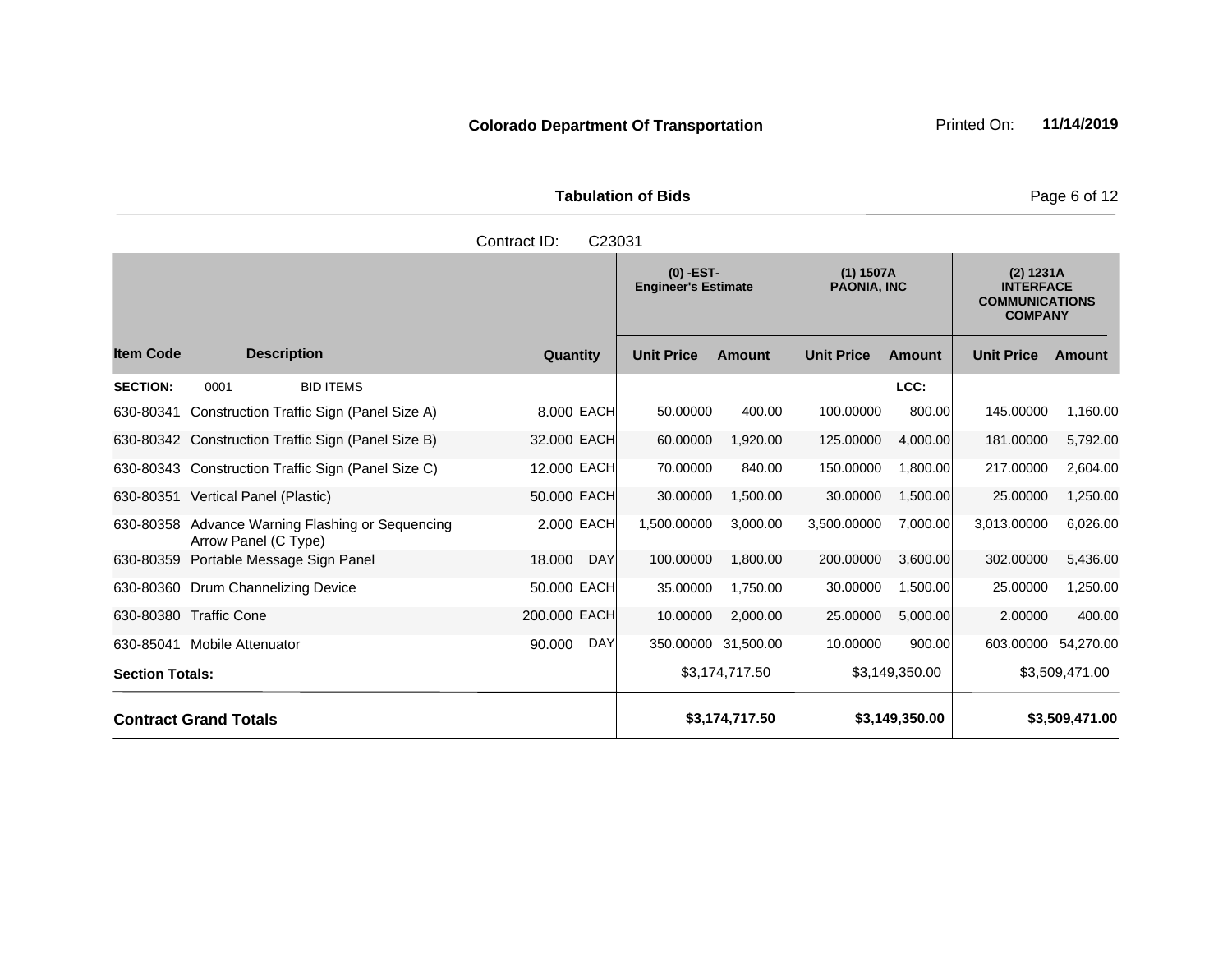**Colorado Department Of Transportation** Printed On: **11/14/2019**

**Tabulation of Bids**

Contract ID: C23031

| | | | | (0) -EST- Engineer's Estimate | | (1) 1507A PAONIA, INC | | (2) 1231A INTERFACE COMMUNICATIONS COMPANY | |
|---|---|---|---|---|---|---|---|---|---|
| **Item Code** | **Description** | **Quantity** | | **Unit Price** | **Amount** | **Unit Price** | **Amount** | **Unit Price** | **Amount** |
| **SECTION:** | 0001 BID ITEMS | | | | | | LCC: | | |
| 630-80341 | Construction Traffic Sign (Panel Size A) | 8.000 | EACH | 50.00000 | 400.00 | 100.00000 | 800.00 | 145.00000 | 1,160.00 |
| 630-80342 | Construction Traffic Sign (Panel Size B) | 32.000 | EACH | 60.00000 | 1,920.00 | 125.00000 | 4,000.00 | 181.00000 | 5,792.00 |
| 630-80343 | Construction Traffic Sign (Panel Size C) | 12.000 | EACH | 70.00000 | 840.00 | 150.00000 | 1,800.00 | 217.00000 | 2,604.00 |
| 630-80351 | Vertical Panel (Plastic) | 50.000 | EACH | 30.00000 | 1,500.00 | 30.00000 | 1,500.00 | 25.00000 | 1,250.00 |
| 630-80358 | Advance Warning Flashing or Sequencing Arrow Panel (C Type) | 2.000 | EACH | 1,500.00000 | 3,000.00 | 3,500.00000 | 7,000.00 | 3,013.00000 | 6,026.00 |
| 630-80359 | Portable Message Sign Panel | 18.000 | DAY | 100.00000 | 1,800.00 | 200.00000 | 3,600.00 | 302.00000 | 5,436.00 |
| 630-80360 | Drum Channelizing Device | 50.000 | EACH | 35.00000 | 1,750.00 | 30.00000 | 1,500.00 | 25.00000 | 1,250.00 |
| 630-80380 | Traffic Cone | 200.000 | EACH | 10.00000 | 2,000.00 | 25.00000 | 5,000.00 | 2.00000 | 400.00 |
| 630-85041 | Mobile Attenuator | 90.000 | DAY | 350.00000 | 31,500.00 | 10.00000 | 900.00 | 603.00000 | 54,270.00 |
| **Section Totals:** | | | | | $3,174,717.50 | | $3,149,350.00 | | $3,509,471.00 |
| **Contract Grand Totals** | | | | | **$3,174,717.50** | | **$3,149,350.00** | | **$3,509,471.00** |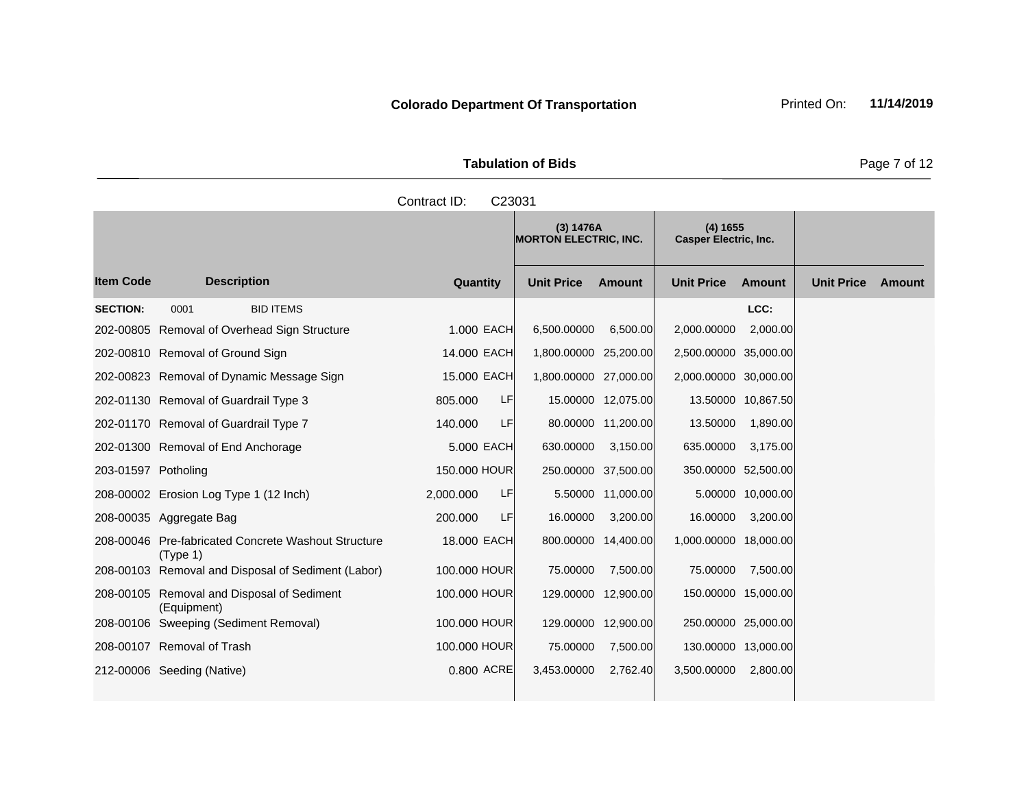**Colorado Department Of Transportation** Printed On: **11/14/2019**

## Tabulation of Bids

Contract ID: C23031

| Item Code | Description | Quantity | | (3) 1476A MORTON ELECTRIC, INC. Unit Price | Amount | (4) 1655 Casper Electric, Inc. Unit Price | Amount | Unit Price | Amount |
|---|---|---|---|---|---|---|---|---|---|
| **SECTION:** | 0001 BID ITEMS | | | | | | LCC: | | |
| 202-00805 | Removal of Overhead Sign Structure | 1.000 | EACH | 6,500.00000 | 6,500.00 | 2,000.00000 | 2,000.00 | | |
| 202-00810 | Removal of Ground Sign | 14.000 | EACH | 1,800.00000 | 25,200.00 | 2,500.00000 | 35,000.00 | | |
| 202-00823 | Removal of Dynamic Message Sign | 15.000 | EACH | 1,800.00000 | 27,000.00 | 2,000.00000 | 30,000.00 | | |
| 202-01130 | Removal of Guardrail Type 3 | 805.000 | LF | 15.00000 | 12,075.00 | 13.50000 | 10,867.50 | | |
| 202-01170 | Removal of Guardrail Type 7 | 140.000 | LF | 80.00000 | 11,200.00 | 13.50000 | 1,890.00 | | |
| 202-01300 | Removal of End Anchorage | 5.000 | EACH | 630.00000 | 3,150.00 | 635.00000 | 3,175.00 | | |
| 203-01597 | Potholing | 150.000 | HOUR | 250.00000 | 37,500.00 | 350.00000 | 52,500.00 | | |
| 208-00002 | Erosion Log Type 1 (12 Inch) | 2,000.000 | LF | 5.50000 | 11,000.00 | 5.00000 | 10,000.00 | | |
| 208-00035 | Aggregate Bag | 200.000 | LF | 16.00000 | 3,200.00 | 16.00000 | 3,200.00 | | |
| 208-00046 | Pre-fabricated Concrete Washout Structure (Type 1) | 18.000 | EACH | 800.00000 | 14,400.00 | 1,000.00000 | 18,000.00 | | |
| 208-00103 | Removal and Disposal of Sediment (Labor) | 100.000 | HOUR | 75.00000 | 7,500.00 | 75.00000 | 7,500.00 | | |
| 208-00105 | Removal and Disposal of Sediment (Equipment) | 100.000 | HOUR | 129.00000 | 12,900.00 | 150.00000 | 15,000.00 | | |
| 208-00106 | Sweeping (Sediment Removal) | 100.000 | HOUR | 129.00000 | 12,900.00 | 250.00000 | 25,000.00 | | |
| 208-00107 | Removal of Trash | 100.000 | HOUR | 75.00000 | 7,500.00 | 130.00000 | 13,000.00 | | |
| 212-00006 | Seeding (Native) | 0.800 | ACRE | 3,453.00000 | 2,762.40 | 3,500.00000 | 2,800.00 | | |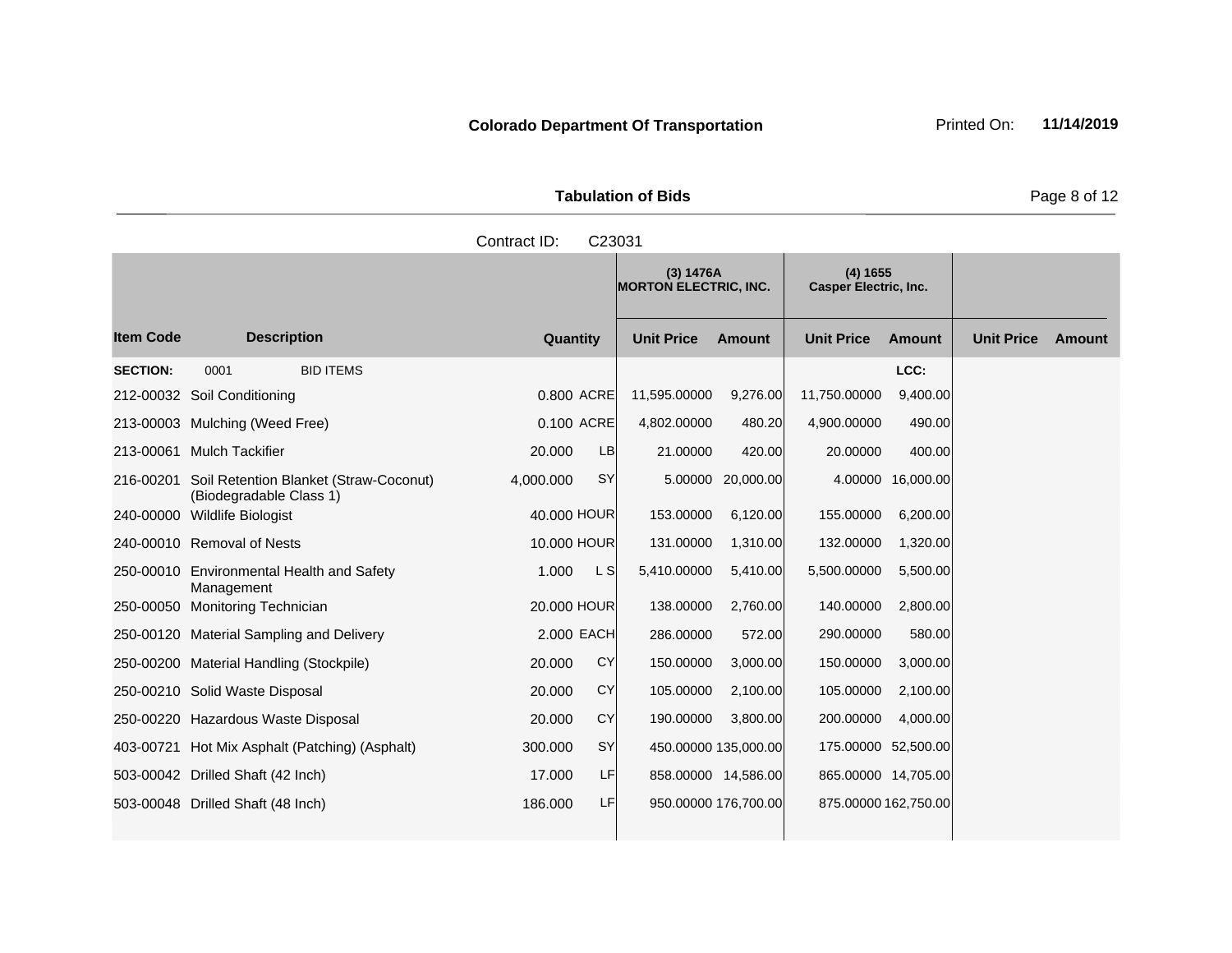**Colorado Department Of Transportation** Printed On: **11/14/2019**

**Tabulation of Bids**

Contract ID: C23031

| | | | | (3) 1476A MORTON ELECTRIC, INC. | | (4) 1655 Casper Electric, Inc. | | | |
|---|---|---|---|---|---|---|---|---|---|
| **Item Code** | **Description** | **Quantity** | | **Unit Price** | **Amount** | **Unit Price** | **Amount** | **Unit Price** | **Amount** |
| **SECTION:** | 0001 BID ITEMS | | | | | | LCC: | | |
| 212-00032 | Soil Conditioning | 0.800 | ACRE | 11,595.00000 | 9,276.00 | 11,750.00000 | 9,400.00 | | |
| 213-00003 | Mulching (Weed Free) | 0.100 | ACRE | 4,802.00000 | 480.20 | 4,900.00000 | 490.00 | | |
| 213-00061 | Mulch Tackifier | 20.000 | LB | 21.00000 | 420.00 | 20.00000 | 400.00 | | |
| 216-00201 | Soil Retention Blanket (Straw-Coconut) (Biodegradable Class 1) | 4,000.000 | SY | 5.00000 | 20,000.00 | 4.00000 | 16,000.00 | | |
| 240-00000 | Wildlife Biologist | 40.000 | HOUR | 153.00000 | 6,120.00 | 155.00000 | 6,200.00 | | |
| 240-00010 | Removal of Nests | 10.000 | HOUR | 131.00000 | 1,310.00 | 132.00000 | 1,320.00 | | |
| 250-00010 | Environmental Health and Safety Management | 1.000 | L S | 5,410.00000 | 5,410.00 | 5,500.00000 | 5,500.00 | | |
| 250-00050 | Monitoring Technician | 20.000 | HOUR | 138.00000 | 2,760.00 | 140.00000 | 2,800.00 | | |
| 250-00120 | Material Sampling and Delivery | 2.000 | EACH | 286.00000 | 572.00 | 290.00000 | 580.00 | | |
| 250-00200 | Material Handling (Stockpile) | 20.000 | CY | 150.00000 | 3,000.00 | 150.00000 | 3,000.00 | | |
| 250-00210 | Solid Waste Disposal | 20.000 | CY | 105.00000 | 2,100.00 | 105.00000 | 2,100.00 | | |
| 250-00220 | Hazardous Waste Disposal | 20.000 | CY | 190.00000 | 3,800.00 | 200.00000 | 4,000.00 | | |
| 403-00721 | Hot Mix Asphalt (Patching) (Asphalt) | 300.000 | SY | 450.00000 | 135,000.00 | 175.00000 | 52,500.00 | | |
| 503-00042 | Drilled Shaft (42 Inch) | 17.000 | LF | 858.00000 | 14,586.00 | 865.00000 | 14,705.00 | | |
| 503-00048 | Drilled Shaft (48 Inch) | 186.000 | LF | 950.00000 | 176,700.00 | 875.00000 | 162,750.00 | | |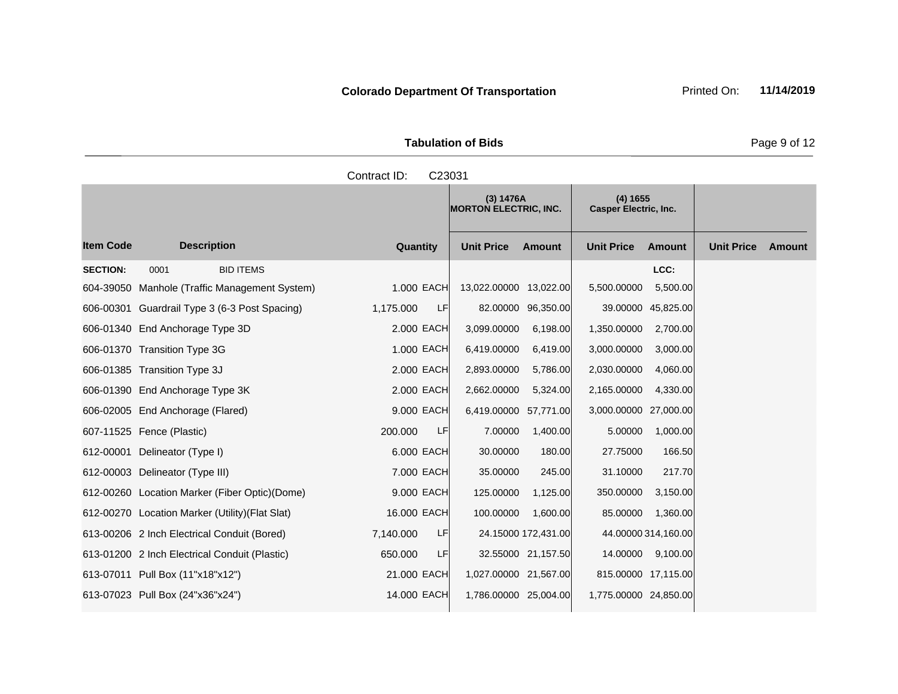**Colorado Department Of Transportation** Printed On: **11/14/2019**

**Tabulation of Bids**

Contract ID: C23031

| | | | | (3) 1476A MORTON ELECTRIC, INC. | | (4) 1655 Casper Electric, Inc. | | | |
|---|---|---|---|---|---|---|---|---|---|
| **Item Code** | **Description** | **Quantity** | | **Unit Price** | **Amount** | **Unit Price** | **Amount** | **Unit Price** | **Amount** |
| **SECTION:** | 0001 BID ITEMS | | | | | | LCC: | | |
| 604-39050 | Manhole (Traffic Management System) | 1.000 | EACH | 13,022.00000 | 13,022.00 | 5,500.00000 | 5,500.00 | | |
| 606-00301 | Guardrail Type 3 (6-3 Post Spacing) | 1,175.000 | LF | 82.00000 | 96,350.00 | 39.00000 | 45,825.00 | | |
| 606-01340 | End Anchorage Type 3D | 2.000 | EACH | 3,099.00000 | 6,198.00 | 1,350.00000 | 2,700.00 | | |
| 606-01370 | Transition Type 3G | 1.000 | EACH | 6,419.00000 | 6,419.00 | 3,000.00000 | 3,000.00 | | |
| 606-01385 | Transition Type 3J | 2.000 | EACH | 2,893.00000 | 5,786.00 | 2,030.00000 | 4,060.00 | | |
| 606-01390 | End Anchorage Type 3K | 2.000 | EACH | 2,662.00000 | 5,324.00 | 2,165.00000 | 4,330.00 | | |
| 606-02005 | End Anchorage (Flared) | 9.000 | EACH | 6,419.00000 | 57,771.00 | 3,000.00000 | 27,000.00 | | |
| 607-11525 | Fence (Plastic) | 200.000 | LF | 7.00000 | 1,400.00 | 5.00000 | 1,000.00 | | |
| 612-00001 | Delineator (Type I) | 6.000 | EACH | 30.00000 | 180.00 | 27.75000 | 166.50 | | |
| 612-00003 | Delineator (Type III) | 7.000 | EACH | 35.00000 | 245.00 | 31.10000 | 217.70 | | |
| 612-00260 | Location Marker (Fiber Optic)(Dome) | 9.000 | EACH | 125.00000 | 1,125.00 | 350.00000 | 3,150.00 | | |
| 612-00270 | Location Marker (Utility)(Flat Slat) | 16.000 | EACH | 100.00000 | 1,600.00 | 85.00000 | 1,360.00 | | |
| 613-00206 | 2 Inch Electrical Conduit (Bored) | 7,140.000 | LF | 24.15000 | 172,431.00 | 44.00000 | 314,160.00 | | |
| 613-01200 | 2 Inch Electrical Conduit (Plastic) | 650.000 | LF | 32.55000 | 21,157.50 | 14.00000 | 9,100.00 | | |
| 613-07011 | Pull Box (11"x18"x12") | 21.000 | EACH | 1,027.00000 | 21,567.00 | 815.00000 | 17,115.00 | | |
| 613-07023 | Pull Box (24"x36"x24") | 14.000 | EACH | 1,786.00000 | 25,004.00 | 1,775.00000 | 24,850.00 | | |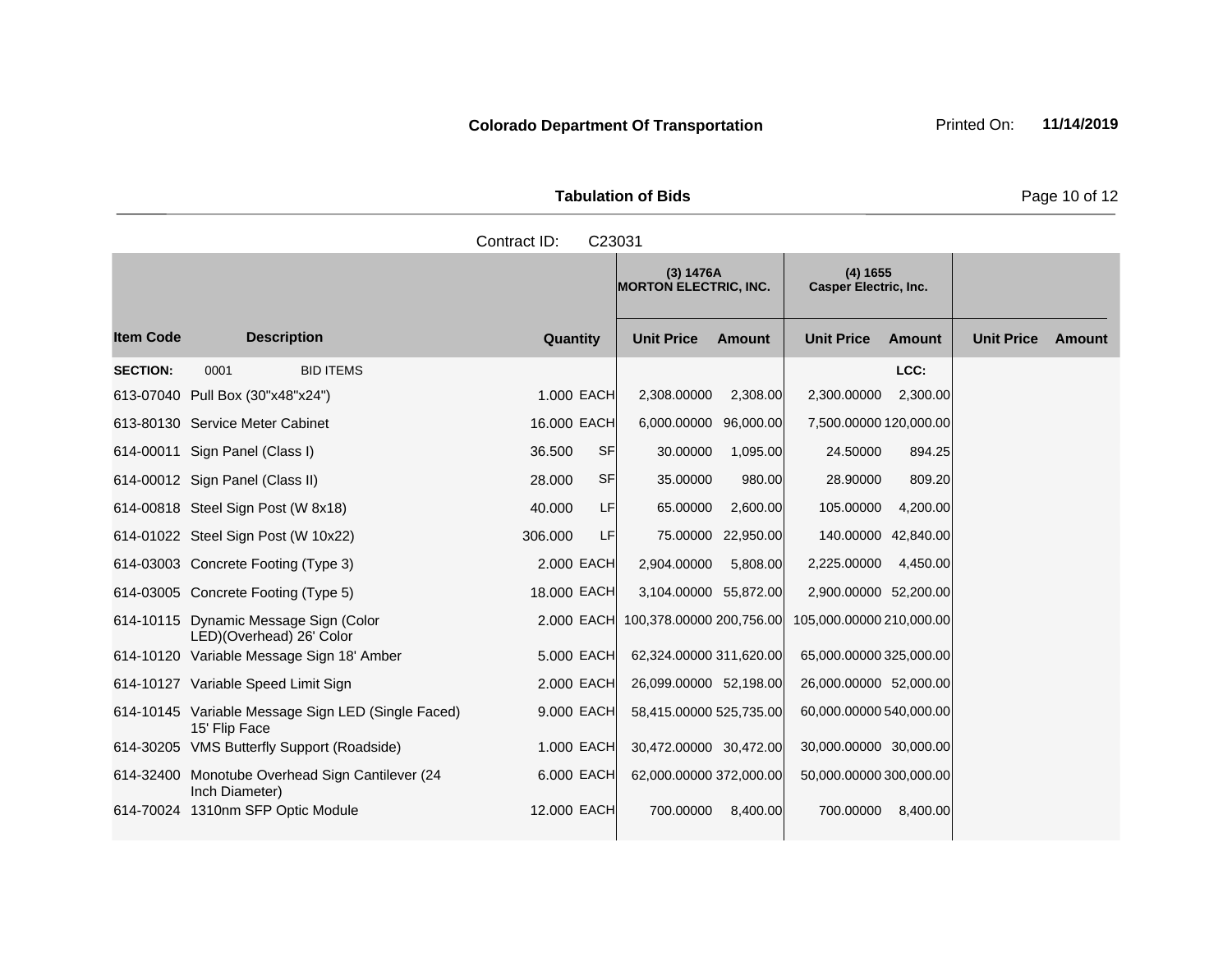**Colorado Department Of Transportation**

**Tabulation of Bids**

Contract ID: C23031

| | | | | (3) 1476A MORTON ELECTRIC, INC. | | (4) 1655 Casper Electric, Inc. | | | |
|---|---|---|---|---|---|---|---|---|---|
| **Item Code** | **Description** | **Quantity** | | **Unit Price** | **Amount** | **Unit Price** | **Amount** | **Unit Price** | **Amount** |
| **SECTION:** | 0001 BID ITEMS | | | | | | LCC: | | |
| 613-07040 | Pull Box (30"x48"x24") | 1.000 | EACH | 2,308.00000 | 2,308.00 | 2,300.00000 | 2,300.00 | | |
| 613-80130 | Service Meter Cabinet | 16.000 | EACH | 6,000.00000 | 96,000.00 | 7,500.00000 | 120,000.00 | | |
| 614-00011 | Sign Panel (Class I) | 36.500 | SF | 30.00000 | 1,095.00 | 24.50000 | 894.25 | | |
| 614-00012 | Sign Panel (Class II) | 28.000 | SF | 35.00000 | 980.00 | 28.90000 | 809.20 | | |
| 614-00818 | Steel Sign Post (W 8x18) | 40.000 | LF | 65.00000 | 2,600.00 | 105.00000 | 4,200.00 | | |
| 614-01022 | Steel Sign Post (W 10x22) | 306.000 | LF | 75.00000 | 22,950.00 | 140.00000 | 42,840.00 | | |
| 614-03003 | Concrete Footing (Type 3) | 2.000 | EACH | 2,904.00000 | 5,808.00 | 2,225.00000 | 4,450.00 | | |
| 614-03005 | Concrete Footing (Type 5) | 18.000 | EACH | 3,104.00000 | 55,872.00 | 2,900.00000 | 52,200.00 | | |
| 614-10115 | Dynamic Message Sign (Color LED)(Overhead) 26' Color | 2.000 | EACH | 100,378.00000 | 200,756.00 | 105,000.00000 | 210,000.00 | | |
| 614-10120 | Variable Message Sign 18' Amber | 5.000 | EACH | 62,324.00000 | 311,620.00 | 65,000.00000 | 325,000.00 | | |
| 614-10127 | Variable Speed Limit Sign | 2.000 | EACH | 26,099.00000 | 52,198.00 | 26,000.00000 | 52,000.00 | | |
| 614-10145 | Variable Message Sign LED (Single Faced) 15' Flip Face | 9.000 | EACH | 58,415.00000 | 525,735.00 | 60,000.00000 | 540,000.00 | | |
| 614-30205 | VMS Butterfly Support (Roadside) | 1.000 | EACH | 30,472.00000 | 30,472.00 | 30,000.00000 | 30,000.00 | | |
| 614-32400 | Monotube Overhead Sign Cantilever (24 Inch Diameter) | 6.000 | EACH | 62,000.00000 | 372,000.00 | 50,000.00000 | 300,000.00 | | |
| 614-70024 | 1310nm SFP Optic Module | 12.000 | EACH | 700.00000 | 8,400.00 | 700.00000 | 8,400.00 | | |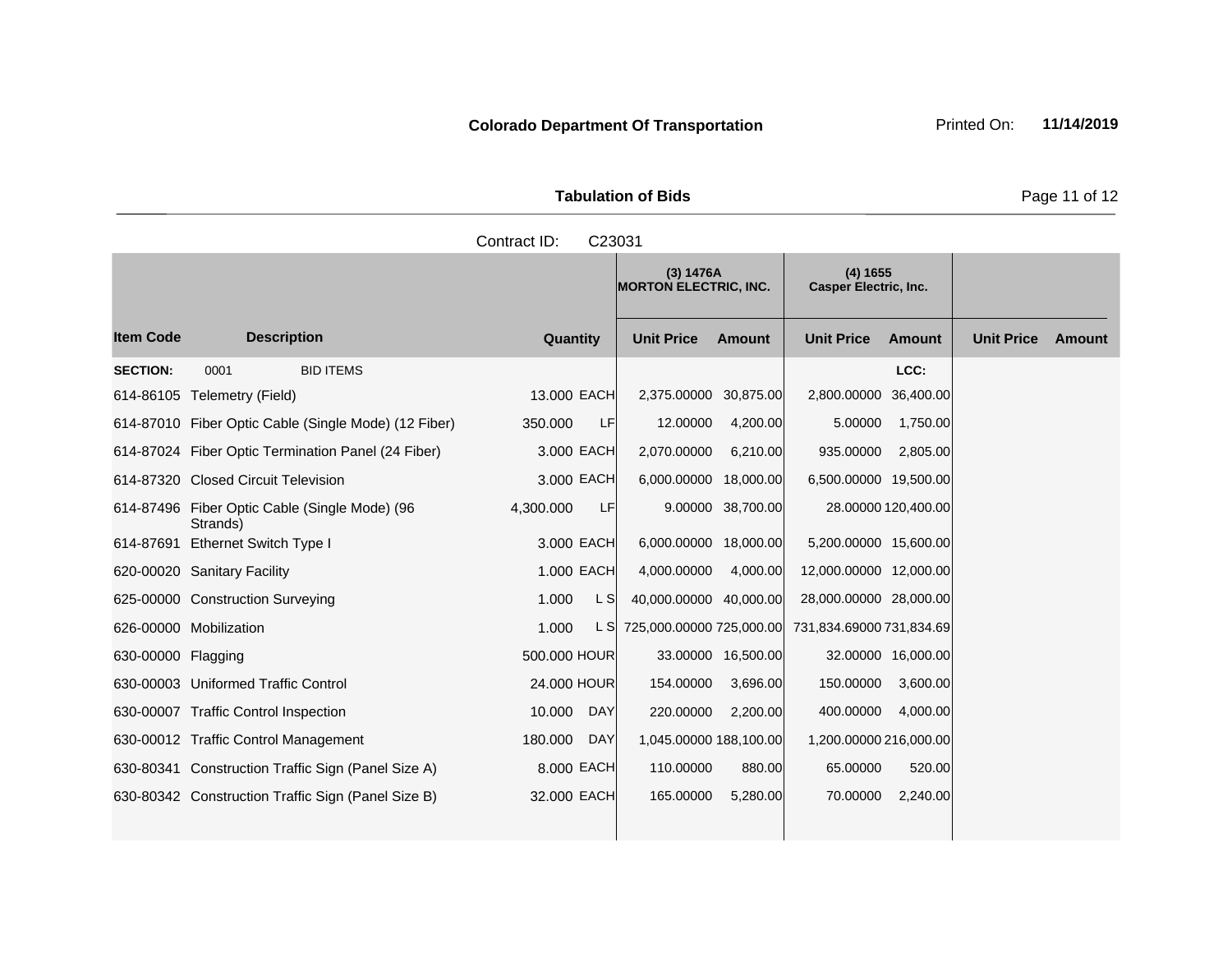**Colorado Department Of Transportation**

Printed On: **11/14/2019**

**Tabulation of Bids**

Contract ID: C23031

| | | | | (3) 1476A MORTON ELECTRIC, INC. | | (4) 1655 Casper Electric, Inc. | | | |
|---|---|---|---|---|---|---|---|---|---|
| **Item Code** | **Description** | **Quantity** | | **Unit Price** | **Amount** | **Unit Price** | **Amount** | **Unit Price** | **Amount** |
| **SECTION:** | 0001 BID ITEMS | | | | | | LCC: | | |
| 614-86105 | Telemetry (Field) | 13.000 | EACH | 2,375.00000 | 30,875.00 | 2,800.00000 | 36,400.00 | | |
| 614-87010 | Fiber Optic Cable (Single Mode) (12 Fiber) | 350.000 | LF | 12.00000 | 4,200.00 | 5.00000 | 1,750.00 | | |
| 614-87024 | Fiber Optic Termination Panel (24 Fiber) | 3.000 | EACH | 2,070.00000 | 6,210.00 | 935.00000 | 2,805.00 | | |
| 614-87320 | Closed Circuit Television | 3.000 | EACH | 6,000.00000 | 18,000.00 | 6,500.00000 | 19,500.00 | | |
| 614-87496 | Fiber Optic Cable (Single Mode) (96 Strands) | 4,300.000 | LF | 9.00000 | 38,700.00 | 28.00000 | 120,400.00 | | |
| 614-87691 | Ethernet Switch Type I | 3.000 | EACH | 6,000.00000 | 18,000.00 | 5,200.00000 | 15,600.00 | | |
| 620-00020 | Sanitary Facility | 1.000 | EACH | 4,000.00000 | 4,000.00 | 12,000.00000 | 12,000.00 | | |
| 625-00000 | Construction Surveying | 1.000 | L S | 40,000.00000 | 40,000.00 | 28,000.00000 | 28,000.00 | | |
| 626-00000 | Mobilization | 1.000 | L S | 725,000.00000 | 725,000.00 | 731,834.69000 | 731,834.69 | | |
| 630-00000 | Flagging | 500.000 | HOUR | 33.00000 | 16,500.00 | 32.00000 | 16,000.00 | | |
| 630-00003 | Uniformed Traffic Control | 24.000 | HOUR | 154.00000 | 3,696.00 | 150.00000 | 3,600.00 | | |
| 630-00007 | Traffic Control Inspection | 10.000 | DAY | 220.00000 | 2,200.00 | 400.00000 | 4,000.00 | | |
| 630-00012 | Traffic Control Management | 180.000 | DAY | 1,045.00000 | 188,100.00 | 1,200.00000 | 216,000.00 | | |
| 630-80341 | Construction Traffic Sign (Panel Size A) | 8.000 | EACH | 110.00000 | 880.00 | 65.00000 | 520.00 | | |
| 630-80342 | Construction Traffic Sign (Panel Size B) | 32.000 | EACH | 165.00000 | 5,280.00 | 70.00000 | 2,240.00 | | |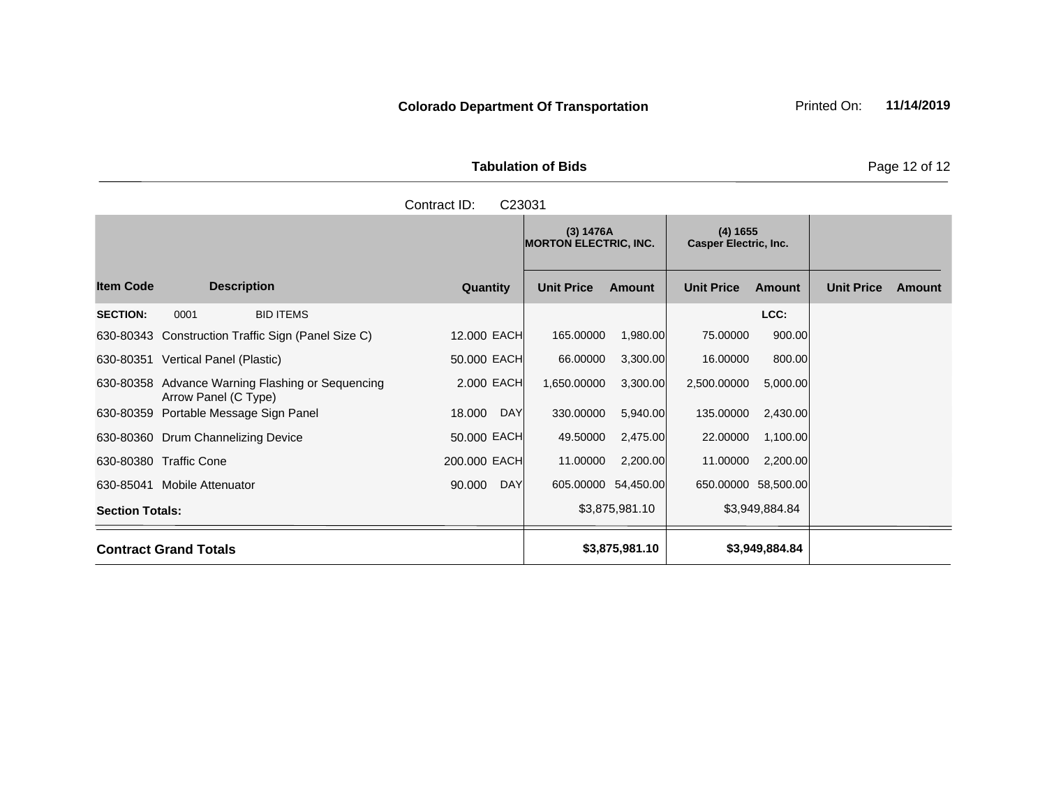**Colorado Department Of Transportation**

Printed On: **11/14/2019**

**Tabulation of Bids**

Contract ID: C23031

| Item Code | Description | Quantity | (3) 1476A MORTON ELECTRIC, INC. Unit Price | Amount | (4) 1655 Casper Electric, Inc. Unit Price | Amount | Unit Price | Amount |
|---|---|---|---|---|---|---|---|---|
| **SECTION:** 0001 | BID ITEMS | | | | | **LCC:** | | |
| 630-80343 | Construction Traffic Sign (Panel Size C) | 12.000 EACH | 165.00000 | 1,980.00 | 75.00000 | 900.00 | | |
| 630-80351 | Vertical Panel (Plastic) | 50.000 EACH | 66.00000 | 3,300.00 | 16.00000 | 800.00 | | |
| 630-80358 | Advance Warning Flashing or Sequencing Arrow Panel (C Type) | 2.000 EACH | 1,650.00000 | 3,300.00 | 2,500.00000 | 5,000.00 | | |
| 630-80359 | Portable Message Sign Panel | 18.000 DAY | 330.00000 | 5,940.00 | 135.00000 | 2,430.00 | | |
| 630-80360 | Drum Channelizing Device | 50.000 EACH | 49.50000 | 2,475.00 | 22.00000 | 1,100.00 | | |
| 630-80380 | Traffic Cone | 200.000 EACH | 11.00000 | 2,200.00 | 11.00000 | 2,200.00 | | |
| 630-85041 | Mobile Attenuator | 90.000 DAY | 605.00000 | 54,450.00 | 650.00000 | 58,500.00 | | |
| **Section Totals:** | | | | $3,875,981.10 | | $3,949,884.84 | | |
| **Contract Grand Totals** | | | | **$3,875,981.10** | | **$3,949,884.84** | | |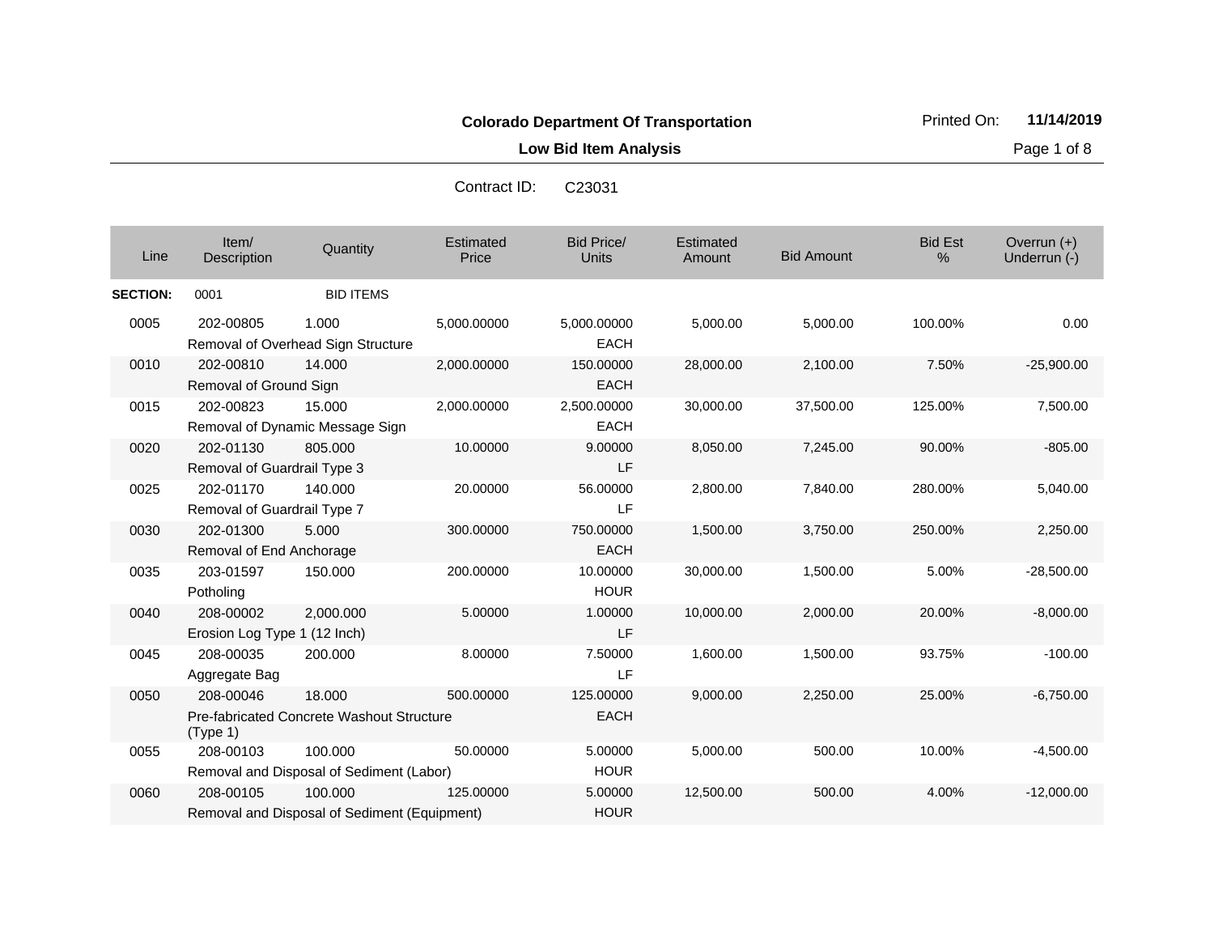**Colorado Department Of Transportation**

Printed On: **11/14/2019**

**Low Bid Item Analysis**

Contract ID: C23031

| Line | Item/ Description | Quantity | Estimated Price | Bid Price/ Units | Estimated Amount | Bid Amount | Bid Est % | Overrun (+) Underrun (-) |
|---|---|---|---|---|---|---|---|---|
| **SECTION:** | 0001 | BID ITEMS | | | | | | |
| 0005 | 202-00805 Removal of Overhead Sign Structure | 1.000 | 5,000.00000 | 5,000.00000 EACH | 5,000.00 | 5,000.00 | 100.00% | 0.00 |
| 0010 | 202-00810 Removal of Ground Sign | 14.000 | 2,000.00000 | 150.00000 EACH | 28,000.00 | 2,100.00 | 7.50% | -25,900.00 |
| 0015 | 202-00823 Removal of Dynamic Message Sign | 15.000 | 2,000.00000 | 2,500.00000 EACH | 30,000.00 | 37,500.00 | 125.00% | 7,500.00 |
| 0020 | 202-01130 Removal of Guardrail Type 3 | 805.000 | 10.00000 | 9.00000 LF | 8,050.00 | 7,245.00 | 90.00% | -805.00 |
| 0025 | 202-01170 Removal of Guardrail Type 7 | 140.000 | 20.00000 | 56.00000 LF | 2,800.00 | 7,840.00 | 280.00% | 5,040.00 |
| 0030 | 202-01300 Removal of End Anchorage | 5.000 | 300.00000 | 750.00000 EACH | 1,500.00 | 3,750.00 | 250.00% | 2,250.00 |
| 0035 | 203-01597 Potholing | 150.000 | 200.00000 | 10.00000 HOUR | 30,000.00 | 1,500.00 | 5.00% | -28,500.00 |
| 0040 | 208-00002 Erosion Log Type 1 (12 Inch) | 2,000.000 | 5.00000 | 1.00000 LF | 10,000.00 | 2,000.00 | 20.00% | -8,000.00 |
| 0045 | 208-00035 Aggregate Bag | 200.000 | 8.00000 | 7.50000 LF | 1,600.00 | 1,500.00 | 93.75% | -100.00 |
| 0050 | 208-00046 Pre-fabricated Concrete Washout Structure (Type 1) | 18.000 | 500.00000 | 125.00000 EACH | 9,000.00 | 2,250.00 | 25.00% | -6,750.00 |
| 0055 | 208-00103 Removal and Disposal of Sediment (Labor) | 100.000 | 50.00000 | 5.00000 HOUR | 5,000.00 | 500.00 | 10.00% | -4,500.00 |
| 0060 | 208-00105 Removal and Disposal of Sediment (Equipment) | 100.000 | 125.00000 | 5.00000 HOUR | 12,500.00 | 500.00 | 4.00% | -12,000.00 |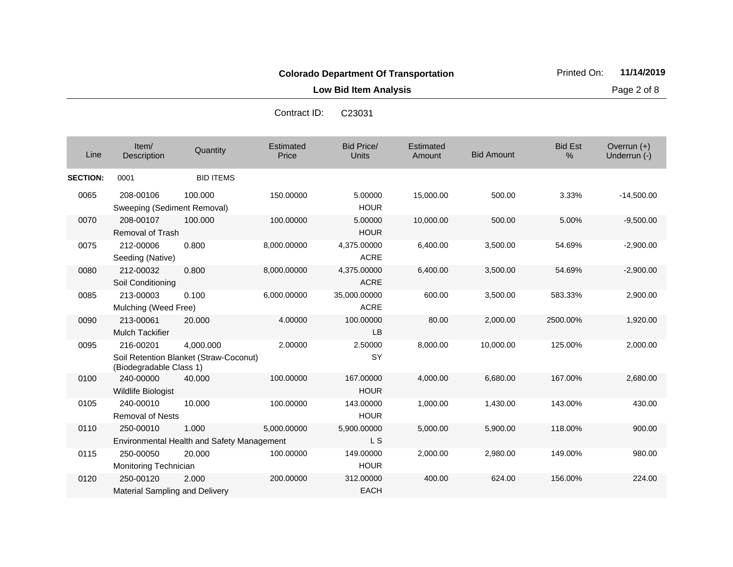**Colorado Department Of Transportation**

**Low Bid Item Analysis**

Contract ID: C23031

| Line | Item/ Description | Quantity | Estimated Price | Bid Price/ Units | Estimated Amount | Bid Amount | Bid Est % | Overrun (+) Underrun (-) |
|---|---|---|---|---|---|---|---|---|
| **SECTION:** | 0001 | BID ITEMS | | | | | | |
| 0065 | 208-00106 Sweeping (Sediment Removal) | 100.000 | 150.00000 | 5.00000 HOUR | 15,000.00 | 500.00 | 3.33% | -14,500.00 |
| 0070 | 208-00107 Removal of Trash | 100.000 | 100.00000 | 5.00000 HOUR | 10,000.00 | 500.00 | 5.00% | -9,500.00 |
| 0075 | 212-00006 Seeding (Native) | 0.800 | 8,000.00000 | 4,375.00000 ACRE | 6,400.00 | 3,500.00 | 54.69% | -2,900.00 |
| 0080 | 212-00032 Soil Conditioning | 0.800 | 8,000.00000 | 4,375.00000 ACRE | 6,400.00 | 3,500.00 | 54.69% | -2,900.00 |
| 0085 | 213-00003 Mulching (Weed Free) | 0.100 | 6,000.00000 | 35,000.00000 ACRE | 600.00 | 3,500.00 | 583.33% | 2,900.00 |
| 0090 | 213-00061 Mulch Tackifier | 20.000 | 4.00000 | 100.00000 LB | 80.00 | 2,000.00 | 2500.00% | 1,920.00 |
| 0095 | 216-00201 Soil Retention Blanket (Straw-Coconut) (Biodegradable Class 1) | 4,000.000 | 2.00000 | 2.50000 SY | 8,000.00 | 10,000.00 | 125.00% | 2,000.00 |
| 0100 | 240-00000 Wildlife Biologist | 40.000 | 100.00000 | 167.00000 HOUR | 4,000.00 | 6,680.00 | 167.00% | 2,680.00 |
| 0105 | 240-00010 Removal of Nests | 10.000 | 100.00000 | 143.00000 HOUR | 1,000.00 | 1,430.00 | 143.00% | 430.00 |
| 0110 | 250-00010 Environmental Health and Safety Management | 1.000 | 5,000.00000 | 5,900.00000 L S | 5,000.00 | 5,900.00 | 118.00% | 900.00 |
| 0115 | 250-00050 Monitoring Technician | 20.000 | 100.00000 | 149.00000 HOUR | 2,000.00 | 2,980.00 | 149.00% | 980.00 |
| 0120 | 250-00120 Material Sampling and Delivery | 2.000 | 200.00000 | 312.00000 EACH | 400.00 | 624.00 | 156.00% | 224.00 |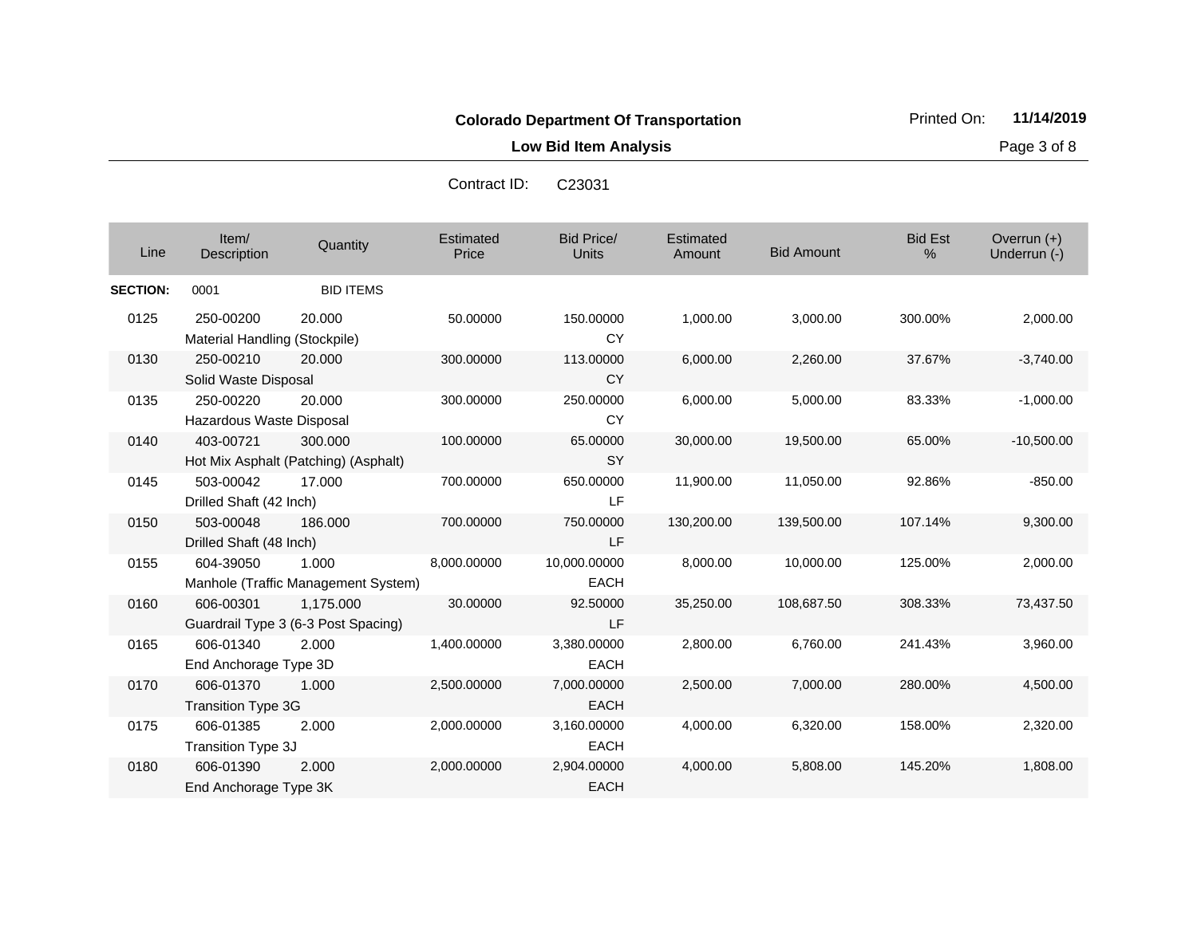**Colorado Department Of Transportation**

**Low Bid Item Analysis**

Printed On: **11/14/2019**

Contract ID: C23031

| Line | Item/ Description | Quantity | Estimated Price | Bid Price/ Units | Estimated Amount | Bid Amount | Bid Est % | Overrun (+) Underrun (-) |
|---|---|---|---|---|---|---|---|---|
| **SECTION:** | 0001 | BID ITEMS | | | | | | |
| 0125 | 250-00200 Material Handling (Stockpile) | 20.000 | 50.00000 | 150.00000 CY | 1,000.00 | 3,000.00 | 300.00% | 2,000.00 |
| 0130 | 250-00210 Solid Waste Disposal | 20.000 | 300.00000 | 113.00000 CY | 6,000.00 | 2,260.00 | 37.67% | -3,740.00 |
| 0135 | 250-00220 Hazardous Waste Disposal | 20.000 | 300.00000 | 250.00000 CY | 6,000.00 | 5,000.00 | 83.33% | -1,000.00 |
| 0140 | 403-00721 Hot Mix Asphalt (Patching) (Asphalt) | 300.000 | 100.00000 | 65.00000 SY | 30,000.00 | 19,500.00 | 65.00% | -10,500.00 |
| 0145 | 503-00042 Drilled Shaft (42 Inch) | 17.000 | 700.00000 | 650.00000 LF | 11,900.00 | 11,050.00 | 92.86% | -850.00 |
| 0150 | 503-00048 Drilled Shaft (48 Inch) | 186.000 | 700.00000 | 750.00000 LF | 130,200.00 | 139,500.00 | 107.14% | 9,300.00 |
| 0155 | 604-39050 Manhole (Traffic Management System) | 1.000 | 8,000.00000 | 10,000.00000 EACH | 8,000.00 | 10,000.00 | 125.00% | 2,000.00 |
| 0160 | 606-00301 Guardrail Type 3 (6-3 Post Spacing) | 1,175.000 | 30.00000 | 92.50000 LF | 35,250.00 | 108,687.50 | 308.33% | 73,437.50 |
| 0165 | 606-01340 End Anchorage Type 3D | 2.000 | 1,400.00000 | 3,380.00000 EACH | 2,800.00 | 6,760.00 | 241.43% | 3,960.00 |
| 0170 | 606-01370 Transition Type 3G | 1.000 | 2,500.00000 | 7,000.00000 EACH | 2,500.00 | 7,000.00 | 280.00% | 4,500.00 |
| 0175 | 606-01385 Transition Type 3J | 2.000 | 2,000.00000 | 3,160.00000 EACH | 4,000.00 | 6,320.00 | 158.00% | 2,320.00 |
| 0180 | 606-01390 End Anchorage Type 3K | 2.000 | 2,000.00000 | 2,904.00000 EACH | 4,000.00 | 5,808.00 | 145.20% | 1,808.00 |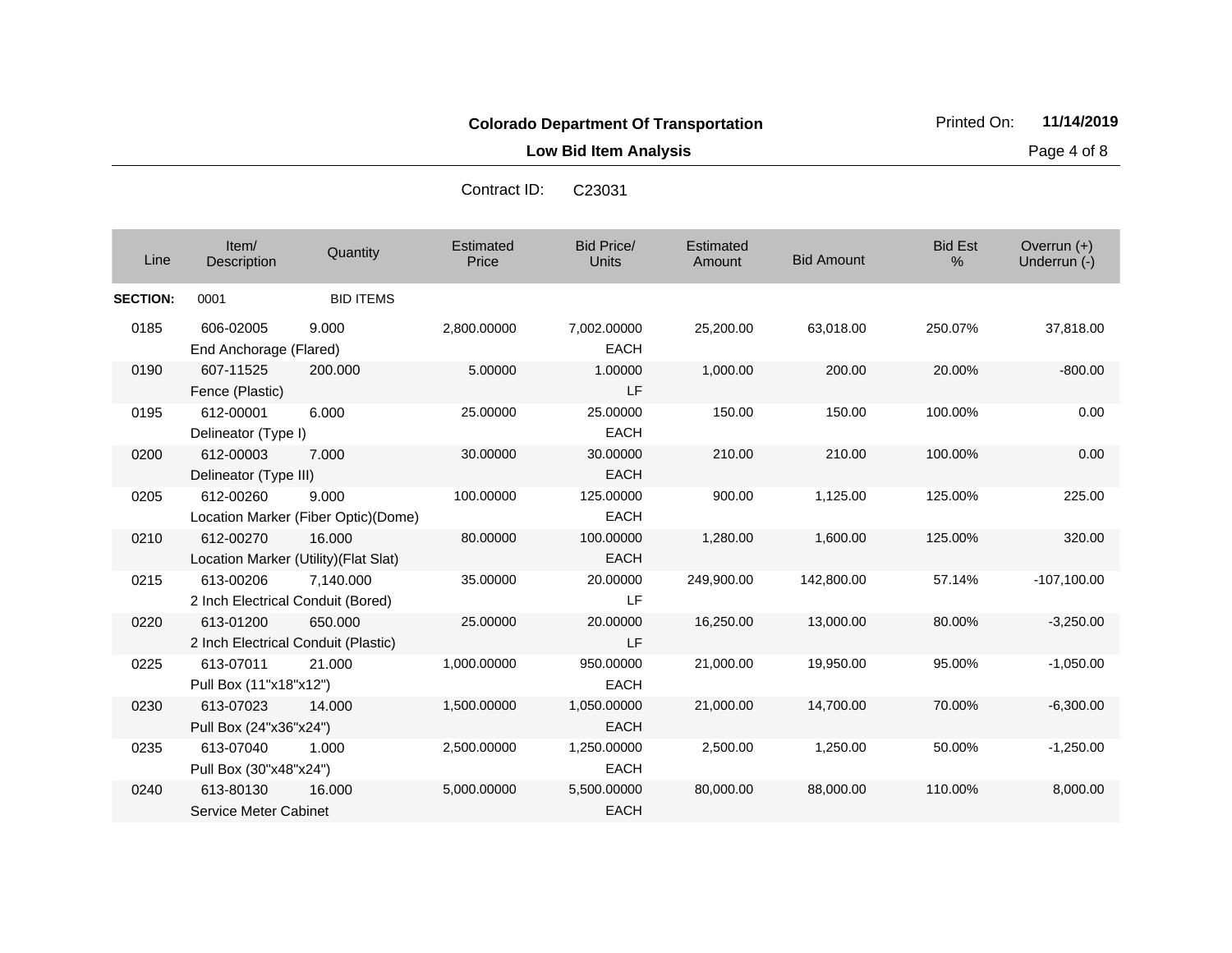**Colorado Department Of Transportation**

Printed On: **11/14/2019**

**Low Bid Item Analysis**

Contract ID: C23031

| Line | Item/ Description | Quantity | Estimated Price | Bid Price/ Units | Estimated Amount | Bid Amount | Bid Est % | Overrun (+) Underrun (-) |
|---|---|---|---|---|---|---|---|---|
| **SECTION:** | 0001 | BID ITEMS | | | | | | |
| 0185 | 606-02005 End Anchorage (Flared) | 9.000 | 2,800.00000 | 7,002.00000 EACH | 25,200.00 | 63,018.00 | 250.07% | 37,818.00 |
| 0190 | 607-11525 Fence (Plastic) | 200.000 | 5.00000 | 1.00000 LF | 1,000.00 | 200.00 | 20.00% | -800.00 |
| 0195 | 612-00001 Delineator (Type I) | 6.000 | 25.00000 | 25.00000 EACH | 150.00 | 150.00 | 100.00% | 0.00 |
| 0200 | 612-00003 Delineator (Type III) | 7.000 | 30.00000 | 30.00000 EACH | 210.00 | 210.00 | 100.00% | 0.00 |
| 0205 | 612-00260 Location Marker (Fiber Optic)(Dome) | 9.000 | 100.00000 | 125.00000 EACH | 900.00 | 1,125.00 | 125.00% | 225.00 |
| 0210 | 612-00270 Location Marker (Utility)(Flat Slat) | 16.000 | 80.00000 | 100.00000 EACH | 1,280.00 | 1,600.00 | 125.00% | 320.00 |
| 0215 | 613-00206 2 Inch Electrical Conduit (Bored) | 7,140.000 | 35.00000 | 20.00000 LF | 249,900.00 | 142,800.00 | 57.14% | -107,100.00 |
| 0220 | 613-01200 2 Inch Electrical Conduit (Plastic) | 650.000 | 25.00000 | 20.00000 LF | 16,250.00 | 13,000.00 | 80.00% | -3,250.00 |
| 0225 | 613-07011 Pull Box (11"x18"x12") | 21.000 | 1,000.00000 | 950.00000 EACH | 21,000.00 | 19,950.00 | 95.00% | -1,050.00 |
| 0230 | 613-07023 Pull Box (24"x36"x24") | 14.000 | 1,500.00000 | 1,050.00000 EACH | 21,000.00 | 14,700.00 | 70.00% | -6,300.00 |
| 0235 | 613-07040 Pull Box (30"x48"x24") | 1.000 | 2,500.00000 | 1,250.00000 EACH | 2,500.00 | 1,250.00 | 50.00% | -1,250.00 |
| 0240 | 613-80130 Service Meter Cabinet | 16.000 | 5,000.00000 | 5,500.00000 EACH | 80,000.00 | 88,000.00 | 110.00% | 8,000.00 |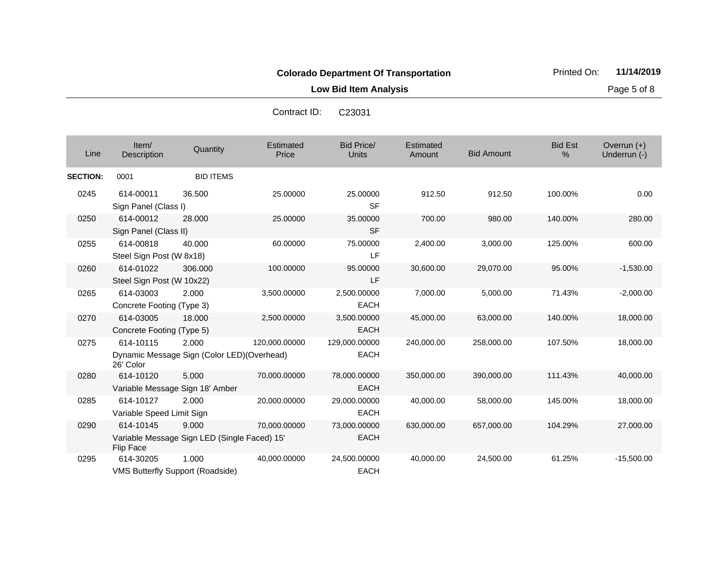**Colorado Department Of Transportation**

**Low Bid Item Analysis**

Printed On: **11/14/2019**

Contract ID: C23031

| Line | Item/ Description | Quantity | Estimated Price | Bid Price/ Units | Estimated Amount | Bid Amount | Bid Est % | Overrun (+) Underrun (-) |
|---|---|---|---|---|---|---|---|---|
| **SECTION:** | 0001 | BID ITEMS | | | | | | |
| 0245 | 614-00011 Sign Panel (Class I) | 36.500 | 25.00000 | 25.00000 SF | 912.50 | 912.50 | 100.00% | 0.00 |
| 0250 | 614-00012 Sign Panel (Class II) | 28.000 | 25.00000 | 35.00000 SF | 700.00 | 980.00 | 140.00% | 280.00 |
| 0255 | 614-00818 Steel Sign Post (W 8x18) | 40.000 | 60.00000 | 75.00000 LF | 2,400.00 | 3,000.00 | 125.00% | 600.00 |
| 0260 | 614-01022 Steel Sign Post (W 10x22) | 306.000 | 100.00000 | 95.00000 LF | 30,600.00 | 29,070.00 | 95.00% | -1,530.00 |
| 0265 | 614-03003 Concrete Footing (Type 3) | 2.000 | 3,500.00000 | 2,500.00000 EACH | 7,000.00 | 5,000.00 | 71.43% | -2,000.00 |
| 0270 | 614-03005 Concrete Footing (Type 5) | 18.000 | 2,500.00000 | 3,500.00000 EACH | 45,000.00 | 63,000.00 | 140.00% | 18,000.00 |
| 0275 | 614-10115 Dynamic Message Sign (Color LED)(Overhead) 26' Color | 2.000 | 120,000.00000 | 129,000.00000 EACH | 240,000.00 | 258,000.00 | 107.50% | 18,000.00 |
| 0280 | 614-10120 Variable Message Sign 18' Amber | 5.000 | 70,000.00000 | 78,000.00000 EACH | 350,000.00 | 390,000.00 | 111.43% | 40,000.00 |
| 0285 | 614-10127 Variable Speed Limit Sign | 2.000 | 20,000.00000 | 29,000.00000 EACH | 40,000.00 | 58,000.00 | 145.00% | 18,000.00 |
| 0290 | 614-10145 Variable Message Sign LED (Single Faced) 15' Flip Face | 9.000 | 70,000.00000 | 73,000.00000 EACH | 630,000.00 | 657,000.00 | 104.29% | 27,000.00 |
| 0295 | 614-30205 VMS Butterfly Support (Roadside) | 1.000 | 40,000.00000 | 24,500.00000 EACH | 40,000.00 | 24,500.00 | 61.25% | -15,500.00 |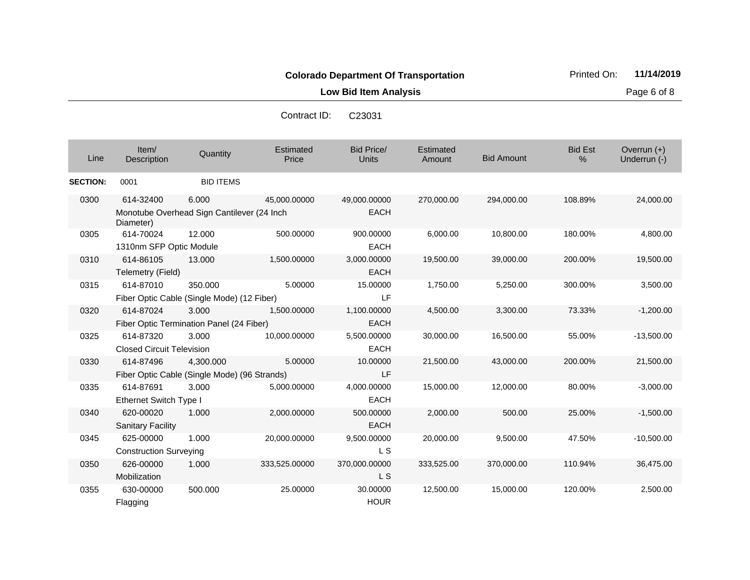**Colorado Department Of Transportation**

**Low Bid Item Analysis**

Printed On: **11/14/2019**

Contract ID: C23031

| Line | Item/ Description | Quantity | Estimated Price | Bid Price/ Units | Estimated Amount | Bid Amount | Bid Est % | Overrun (+) Underrun (-) |
|---|---|---|---|---|---|---|---|---|
| **SECTION:** | 0001 | BID ITEMS | | | | | | |
| 0300 | 614-32400 Monotube Overhead Sign Cantilever (24 Inch Diameter) | 6.000 | 45,000.00000 | 49,000.00000 EACH | 270,000.00 | 294,000.00 | 108.89% | 24,000.00 |
| 0305 | 614-70024 1310nm SFP Optic Module | 12.000 | 500.00000 | 900.00000 EACH | 6,000.00 | 10,800.00 | 180.00% | 4,800.00 |
| 0310 | 614-86105 Telemetry (Field) | 13.000 | 1,500.00000 | 3,000.00000 EACH | 19,500.00 | 39,000.00 | 200.00% | 19,500.00 |
| 0315 | 614-87010 Fiber Optic Cable (Single Mode) (12 Fiber) | 350.000 | 5.00000 | 15.00000 LF | 1,750.00 | 5,250.00 | 300.00% | 3,500.00 |
| 0320 | 614-87024 Fiber Optic Termination Panel (24 Fiber) | 3.000 | 1,500.00000 | 1,100.00000 EACH | 4,500.00 | 3,300.00 | 73.33% | -1,200.00 |
| 0325 | 614-87320 Closed Circuit Television | 3.000 | 10,000.00000 | 5,500.00000 EACH | 30,000.00 | 16,500.00 | 55.00% | -13,500.00 |
| 0330 | 614-87496 Fiber Optic Cable (Single Mode) (96 Strands) | 4,300.000 | 5.00000 | 10.00000 LF | 21,500.00 | 43,000.00 | 200.00% | 21,500.00 |
| 0335 | 614-87691 Ethernet Switch Type I | 3.000 | 5,000.00000 | 4,000.00000 EACH | 15,000.00 | 12,000.00 | 80.00% | -3,000.00 |
| 0340 | 620-00020 Sanitary Facility | 1.000 | 2,000.00000 | 500.00000 EACH | 2,000.00 | 500.00 | 25.00% | -1,500.00 |
| 0345 | 625-00000 Construction Surveying | 1.000 | 20,000.00000 | 9,500.00000 L S | 20,000.00 | 9,500.00 | 47.50% | -10,500.00 |
| 0350 | 626-00000 Mobilization | 1.000 | 333,525.00000 | 370,000.00000 L S | 333,525.00 | 370,000.00 | 110.94% | 36,475.00 |
| 0355 | 630-00000 Flagging | 500.000 | 25.00000 | 30.00000 HOUR | 12,500.00 | 15,000.00 | 120.00% | 2,500.00 |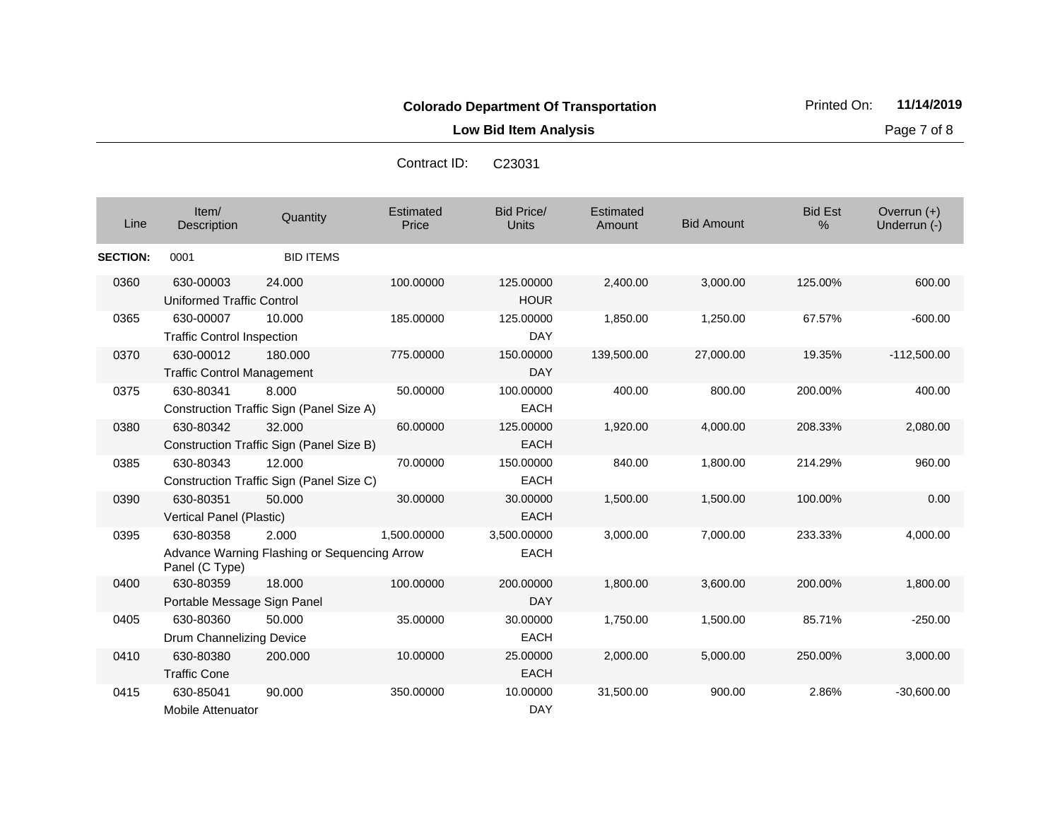**Colorado Department Of Transportation**

**Low Bid Item Analysis**

Contract ID: C23031

| Line | Item/ Description | Quantity | Estimated Price | Bid Price/ Units | Estimated Amount | Bid Amount | Bid Est % | Overrun (+) Underrun (-) |
|---|---|---|---|---|---|---|---|---|
| **SECTION:** | 0001 | BID ITEMS | | | | | | |
| 0360 | 630-00003 Uniformed Traffic Control | 24.000 | 100.00000 | 125.00000 HOUR | 2,400.00 | 3,000.00 | 125.00% | 600.00 |
| 0365 | 630-00007 Traffic Control Inspection | 10.000 | 185.00000 | 125.00000 DAY | 1,850.00 | 1,250.00 | 67.57% | -600.00 |
| 0370 | 630-00012 Traffic Control Management | 180.000 | 775.00000 | 150.00000 DAY | 139,500.00 | 27,000.00 | 19.35% | -112,500.00 |
| 0375 | 630-80341 Construction Traffic Sign (Panel Size A) | 8.000 | 50.00000 | 100.00000 EACH | 400.00 | 800.00 | 200.00% | 400.00 |
| 0380 | 630-80342 Construction Traffic Sign (Panel Size B) | 32.000 | 60.00000 | 125.00000 EACH | 1,920.00 | 4,000.00 | 208.33% | 2,080.00 |
| 0385 | 630-80343 Construction Traffic Sign (Panel Size C) | 12.000 | 70.00000 | 150.00000 EACH | 840.00 | 1,800.00 | 214.29% | 960.00 |
| 0390 | 630-80351 Vertical Panel (Plastic) | 50.000 | 30.00000 | 30.00000 EACH | 1,500.00 | 1,500.00 | 100.00% | 0.00 |
| 0395 | 630-80358 Advance Warning Flashing or Sequencing Arrow Panel (C Type) | 2.000 | 1,500.00000 | 3,500.00000 EACH | 3,000.00 | 7,000.00 | 233.33% | 4,000.00 |
| 0400 | 630-80359 Portable Message Sign Panel | 18.000 | 100.00000 | 200.00000 DAY | 1,800.00 | 3,600.00 | 200.00% | 1,800.00 |
| 0405 | 630-80360 Drum Channelizing Device | 50.000 | 35.00000 | 30.00000 EACH | 1,750.00 | 1,500.00 | 85.71% | -250.00 |
| 0410 | 630-80380 Traffic Cone | 200.000 | 10.00000 | 25.00000 EACH | 2,000.00 | 5,000.00 | 250.00% | 3,000.00 |
| 0415 | 630-85041 Mobile Attenuator | 90.000 | 350.00000 | 10.00000 DAY | 31,500.00 | 900.00 | 2.86% | -30,600.00 |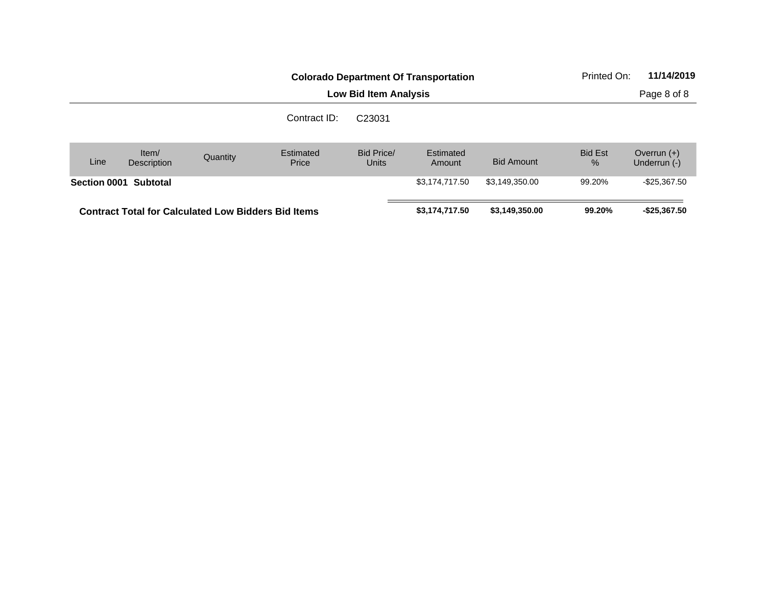**Colorado Department Of Transportation**

**Low Bid Item Analysis**

Printed On: **11/14/2019**

Contract ID: C23031

| Line | Item/ Description | Quantity | Estimated Price | Bid Price/ Units | Estimated Amount | Bid Amount | Bid Est % | Overrun (+) Underrun (-) |
|---|---|---|---|---|---|---|---|---|
| **Section 0001 Subtotal** | | | | | $3,174,717.50 | $3,149,350.00 | 99.20% | -$25,367.50 |
| **Contract Total for Calculated Low Bidders Bid Items** | | | | | **$3,174,717.50** | **$3,149,350.00** | **99.20%** | **-$25,367.50** |